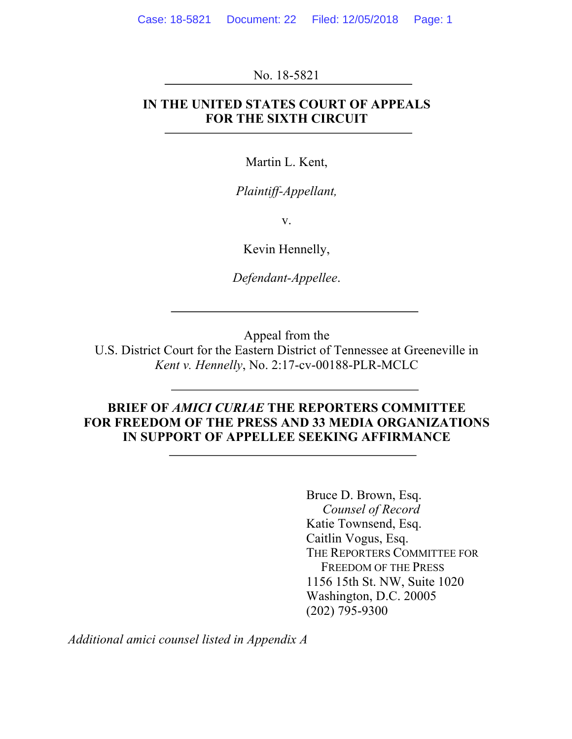No. 18-5821

**IN THE UNITED STATES COURT OF APPEALS
FOR THE SIXTH CIRCUIT**

Martin L. Kent,

*Plaintiff-Appellant,*

v.

Kevin Hennelly,

*Defendant-Appellee.*

Appeal from the
U.S. District Court for the Eastern District of Tennessee at Greeneville in
*Kent v. Hennelly*, No. 2:17-cv-00188-PLR-MCLC

**BRIEF OF *AMICI CURIAE* THE REPORTERS COMMITTEE FOR FREEDOM OF THE PRESS AND 33 MEDIA ORGANIZATIONS IN SUPPORT OF APPELLEE SEEKING AFFIRMANCE**

Bruce D. Brown, Esq.
*Counsel of Record*
Katie Townsend, Esq.
Caitlin Vogus, Esq.
THE REPORTERS COMMITTEE FOR FREEDOM OF THE PRESS
1156 15th St. NW, Suite 1020
Washington, D.C. 20005
(202) 795-9300

*Additional amici counsel listed in Appendix A*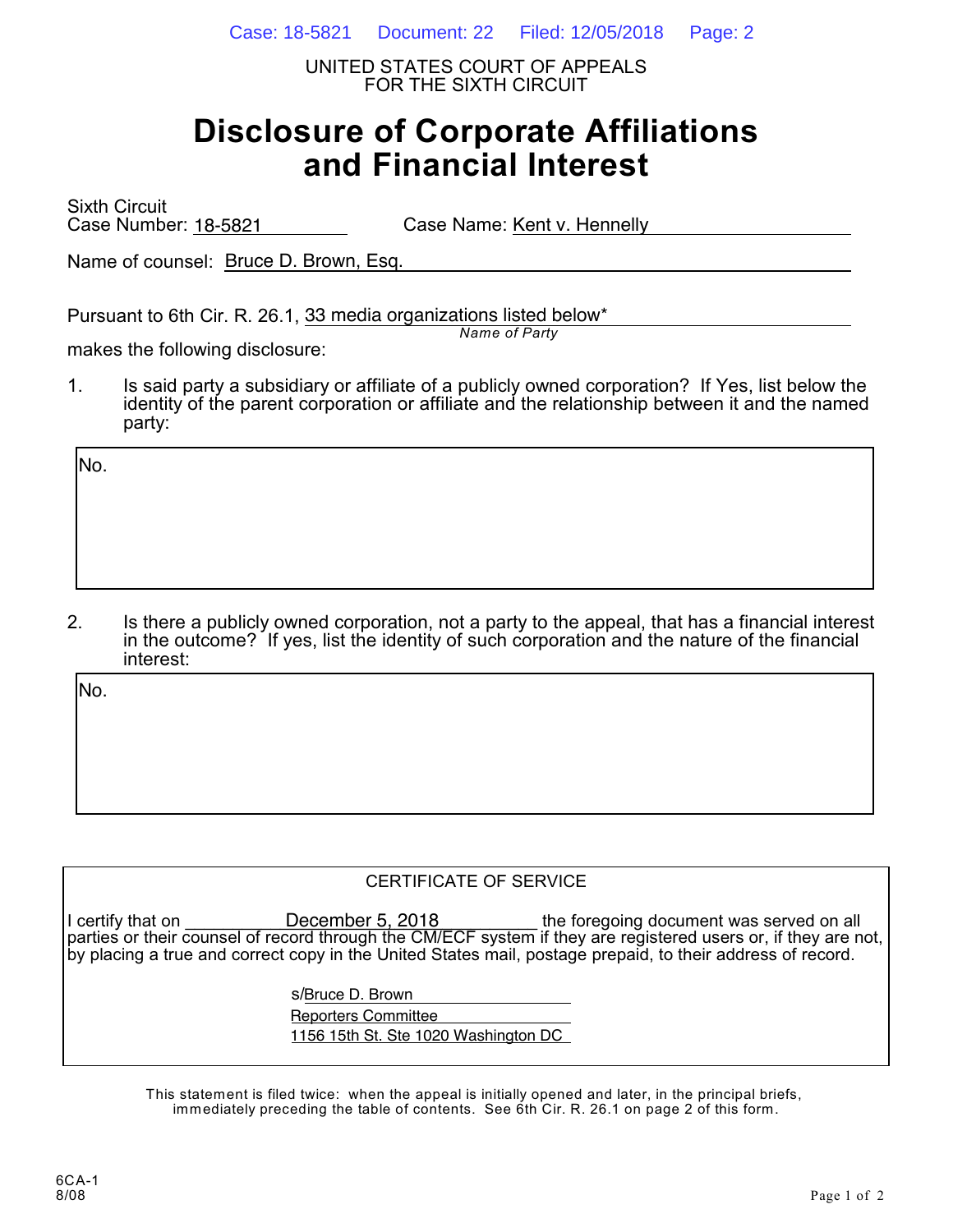UNITED STATES COURT OF APPEALS
FOR THE SIXTH CIRCUIT

# Disclosure of Corporate Affiliations and Financial Interest

Sixth Circuit
Case Number: 18-5821    Case Name: Kent v. Hennelly

Name of counsel: Bruce D. Brown, Esq.

Pursuant to 6th Cir. R. 26.1, 33 media organizations listed below*
*Name of Party*
makes the following disclosure:

1. Is said party a subsidiary or affiliate of a publicly owned corporation? If Yes, list below the identity of the parent corporation or affiliate and the relationship between it and the named party:

No.

2. Is there a publicly owned corporation, not a party to the appeal, that has a financial interest in the outcome? If yes, list the identity of such corporation and the nature of the financial interest:

No.

CERTIFICATE OF SERVICE

I certify that on December 5, 2018 the foregoing document was served on all parties or their counsel of record through the CM/ECF system if they are registered users or, if they are not, by placing a true and correct copy in the United States mail, postage prepaid, to their address of record.

s/Bruce D. Brown
Reporters Committee
1156 15th St. Ste 1020 Washington DC

This statement is filed twice: when the appeal is initially opened and later, in the principal briefs, immediately preceding the table of contents. See 6th Cir. R. 26.1 on page 2 of this form.

6CA-1
8/08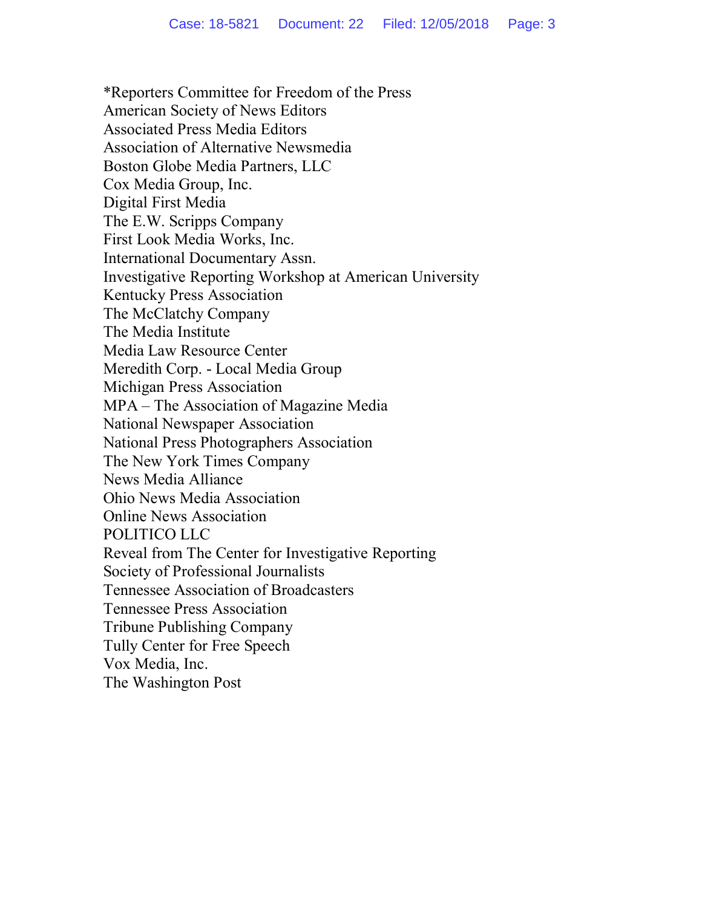*Reporters Committee for Freedom of the Press
American Society of News Editors
Associated Press Media Editors
Association of Alternative Newsmedia
Boston Globe Media Partners, LLC
Cox Media Group, Inc.
Digital First Media
The E.W. Scripps Company
First Look Media Works, Inc.
International Documentary Assn.
Investigative Reporting Workshop at American University
Kentucky Press Association
The McClatchy Company
The Media Institute
Media Law Resource Center
Meredith Corp. - Local Media Group
Michigan Press Association
MPA – The Association of Magazine Media
National Newspaper Association
National Press Photographers Association
The New York Times Company
News Media Alliance
Ohio News Media Association
Online News Association
POLITICO LLC
Reveal from The Center for Investigative Reporting
Society of Professional Journalists
Tennessee Association of Broadcasters
Tennessee Press Association
Tribune Publishing Company
Tully Center for Free Speech
Vox Media, Inc.
The Washington Post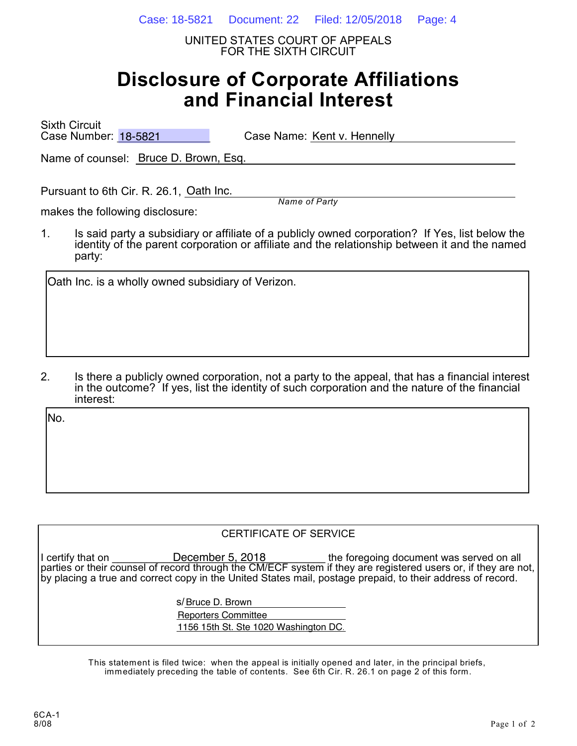UNITED STATES COURT OF APPEALS
FOR THE SIXTH CIRCUIT

# Disclosure of Corporate Affiliations and Financial Interest

Sixth Circuit Case Number: 18-5821 Case Name: Kent v. Hennelly

Name of counsel: Bruce D. Brown, Esq.

Pursuant to 6th Cir. R. 26.1, Oath Inc.
*Name of Party*
makes the following disclosure:

1. Is said party a subsidiary or affiliate of a publicly owned corporation? If Yes, list below the identity of the parent corporation or affiliate and the relationship between it and the named party:

Oath Inc. is a wholly owned subsidiary of Verizon.

2. Is there a publicly owned corporation, not a party to the appeal, that has a financial interest in the outcome? If yes, list the identity of such corporation and the nature of the financial interest:

No.

CERTIFICATE OF SERVICE

I certify that on December 5, 2018 the foregoing document was served on all parties or their counsel of record through the CM/ECF system if they are registered users or, if they are not, by placing a true and correct copy in the United States mail, postage prepaid, to their address of record.

s/Bruce D. Brown
Reporters Committee
1156 15th St. Ste 1020 Washington DC.

This statement is filed twice: when the appeal is initially opened and later, in the principal briefs, immediately preceding the table of contents. See 6th Cir. R. 26.1 on page 2 of this form.

6CA-1
8/08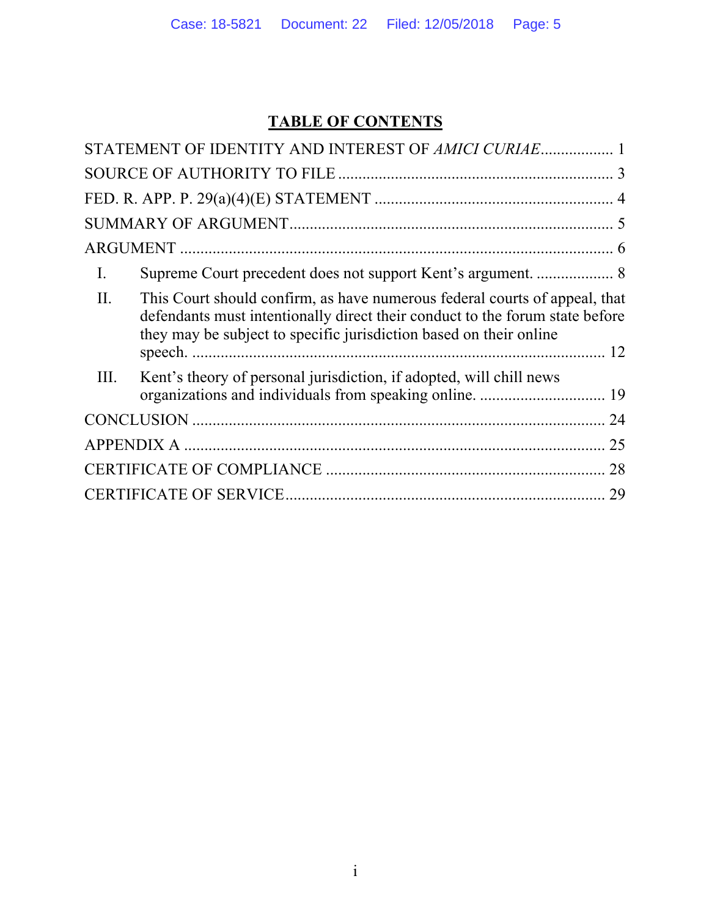# TABLE OF CONTENTS

STATEMENT OF IDENTITY AND INTEREST OF *AMICI CURIAE*.................. 1

SOURCE OF AUTHORITY TO FILE .................................................................... 3

FED. R. APP. P. 29(a)(4)(E) STATEMENT ........................................................... 4

SUMMARY OF ARGUMENT................................................................................ 5

ARGUMENT ......................................................................................................... 6

I. Supreme Court precedent does not support Kent's argument. ................... 8

II. This Court should confirm, as have numerous federal courts of appeal, that defendants must intentionally direct their conduct to the forum state before they may be subject to specific jurisdiction based on their online speech. ..................................................................................... 12

III. Kent's theory of personal jurisdiction, if adopted, will chill news organizations and individuals from speaking online. ............................... 19

CONCLUSION ..................................................................................................... 24

APPENDIX A ....................................................................................................... 25

CERTIFICATE OF COMPLIANCE .................................................................... 28

CERTIFICATE OF SERVICE............................................................................... 29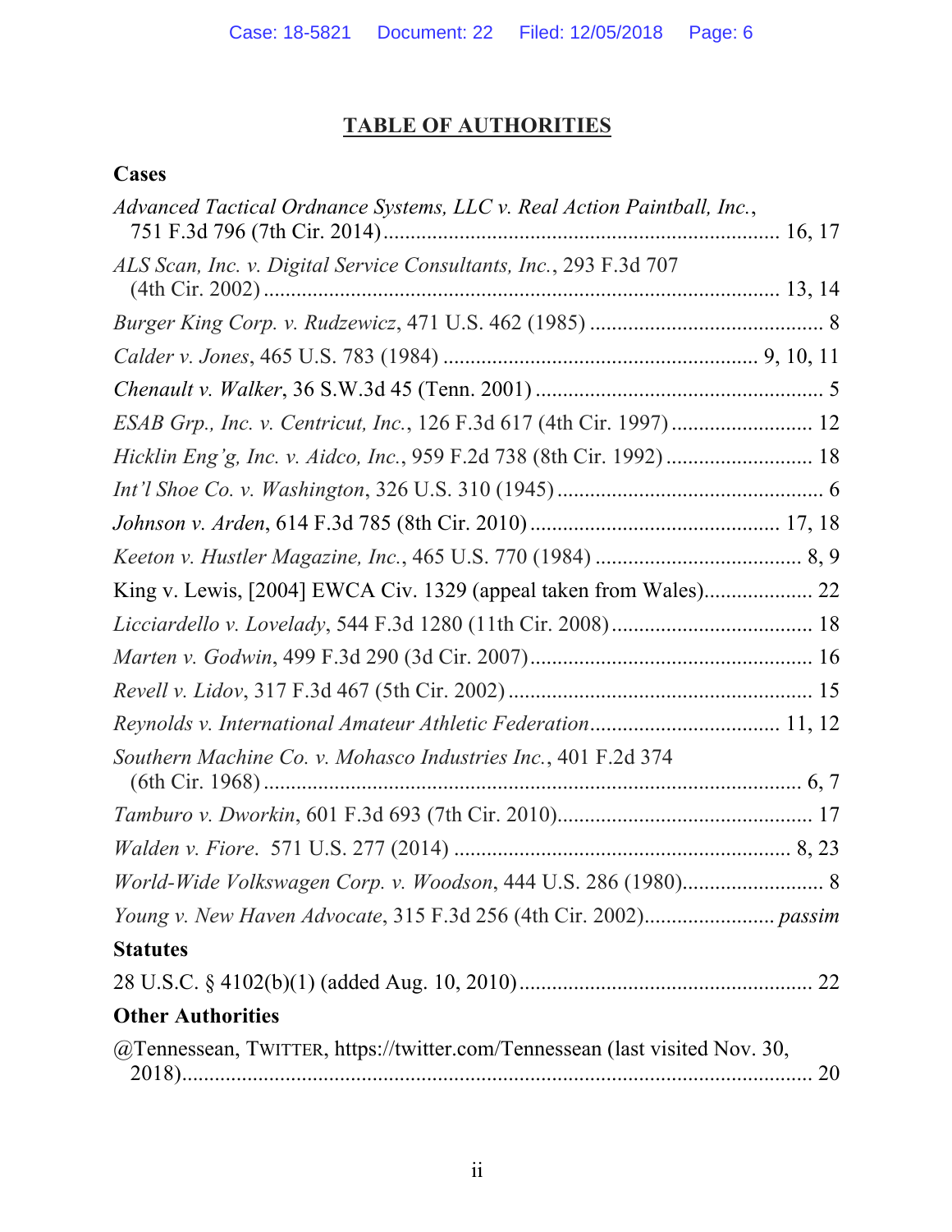# TABLE OF AUTHORITIES

## Cases

*Advanced Tactical Ordnance Systems, LLC v. Real Action Paintball, Inc.*, 751 F.3d 796 (7th Cir. 2014) .......... 16, 17

*ALS Scan, Inc. v. Digital Service Consultants, Inc.*, 293 F.3d 707 (4th Cir. 2002) .......... 13, 14

*Burger King Corp. v. Rudzewicz*, 471 U.S. 462 (1985) .......... 8

*Calder v. Jones*, 465 U.S. 783 (1984) .......... 9, 10, 11

*Chenault v. Walker*, 36 S.W.3d 45 (Tenn. 2001) .......... 5

*ESAB Grp., Inc. v. Centricut, Inc.*, 126 F.3d 617 (4th Cir. 1997) .......... 12

*Hicklin Eng'g, Inc. v. Aidco, Inc.*, 959 F.2d 738 (8th Cir. 1992) .......... 18

*Int'l Shoe Co. v. Washington*, 326 U.S. 310 (1945) .......... 6

*Johnson v. Arden*, 614 F.3d 785 (8th Cir. 2010) .......... 17, 18

*Keeton v. Hustler Magazine, Inc.*, 465 U.S. 770 (1984) .......... 8, 9

King v. Lewis, [2004] EWCA Civ. 1329 (appeal taken from Wales) .......... 22

*Licciardello v. Lovelady*, 544 F.3d 1280 (11th Cir. 2008) .......... 18

*Marten v. Godwin*, 499 F.3d 290 (3d Cir. 2007) .......... 16

*Revell v. Lidov*, 317 F.3d 467 (5th Cir. 2002) .......... 15

*Reynolds v. International Amateur Athletic Federation* .......... 11, 12

*Southern Machine Co. v. Mohasco Industries Inc.*, 401 F.2d 374 (6th Cir. 1968) .......... 6, 7

*Tamburo v. Dworkin*, 601 F.3d 693 (7th Cir. 2010) .......... 17

*Walden v. Fiore*. 571 U.S. 277 (2014) .......... 8, 23

*World-Wide Volkswagen Corp. v. Woodson*, 444 U.S. 286 (1980) .......... 8

*Young v. New Haven Advocate*, 315 F.3d 256 (4th Cir. 2002) .......... *passim*

## Statutes

28 U.S.C. § 4102(b)(1) (added Aug. 10, 2010) .......... 22

## Other Authorities

@Tennessean, TWITTER, https://twitter.com/Tennessean (last visited Nov. 30, 2018) .......... 20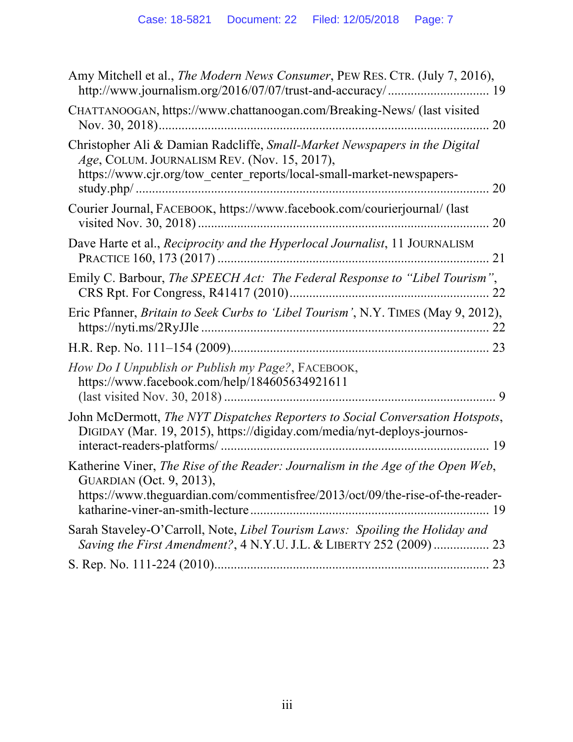Amy Mitchell et al., *The Modern News Consumer*, PEW RES. CTR. (July 7, 2016), http://www.journalism.org/2016/07/07/trust-and-accuracy/ ............................... 19

CHATTANOOGAN, https://www.chattanoogan.com/Breaking-News/ (last visited Nov. 30, 2018) ..................................................................................................... 20

Christopher Ali & Damian Radcliffe, *Small-Market Newspapers in the Digital Age*, COLUM. JOURNALISM REV. (Nov. 15, 2017), https://www.cjr.org/tow_center_reports/local-small-market-newspapers-study.php/ ........................................................................................... 20

Courier Journal, FACEBOOK, https://www.facebook.com/courierjournal/ (last visited Nov. 30, 2018) ......................................................................................... 20

Dave Harte et al., *Reciprocity and the Hyperlocal Journalist*, 11 JOURNALISM PRACTICE 160, 173 (2017) ................................................................................... 21

Emily C. Barbour, *The SPEECH Act: The Federal Response to "Libel Tourism"*, CRS Rpt. For Congress, R41417 (2010) ............................................................. 22

Eric Pfanner, *Britain to Seek Curbs to 'Libel Tourism'*, N.Y. TIMES (May 9, 2012), https://nyti.ms/2RyJJle ........................................................................................ 22

H.R. Rep. No. 111–154 (2009) ............................................................................... 23

*How Do I Unpublish or Publish my Page?*, FACEBOOK, https://www.facebook.com/help/184605634921611 (last visited Nov. 30, 2018) ................................................................................... 9

John McDermott, *The NYT Dispatches Reporters to Social Conversation Hotspots*, DIGIDAY (Mar. 19, 2015), https://digiday.com/media/nyt-deploys-journos-interact-readers-platforms/ .................................................................................. 19

Katherine Viner, *The Rise of the Reader: Journalism in the Age of the Open Web*, GUARDIAN (Oct. 9, 2013), https://www.theguardian.com/commentisfree/2013/oct/09/the-rise-of-the-reader-katharine-viner-an-smith-lecture ......................................................................... 19

Sarah Staveley-O'Carroll, Note, *Libel Tourism Laws: Spoiling the Holiday and Saving the First Amendment?*, 4 N.Y.U. J.L. & LIBERTY 252 (2009) ................. 23

S. Rep. No. 111-224 (2010) .................................................................................... 23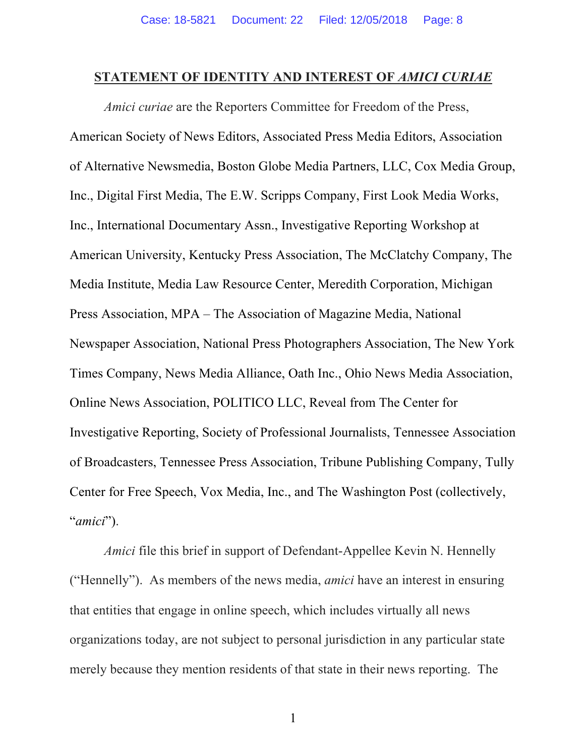## STATEMENT OF IDENTITY AND INTEREST OF *AMICI CURIAE*

*Amici curiae* are the Reporters Committee for Freedom of the Press, American Society of News Editors, Associated Press Media Editors, Association of Alternative Newsmedia, Boston Globe Media Partners, LLC, Cox Media Group, Inc., Digital First Media, The E.W. Scripps Company, First Look Media Works, Inc., International Documentary Assn., Investigative Reporting Workshop at American University, Kentucky Press Association, The McClatchy Company, The Media Institute, Media Law Resource Center, Meredith Corporation, Michigan Press Association, MPA – The Association of Magazine Media, National Newspaper Association, National Press Photographers Association, The New York Times Company, News Media Alliance, Oath Inc., Ohio News Media Association, Online News Association, POLITICO LLC, Reveal from The Center for Investigative Reporting, Society of Professional Journalists, Tennessee Association of Broadcasters, Tennessee Press Association, Tribune Publishing Company, Tully Center for Free Speech, Vox Media, Inc., and The Washington Post (collectively, "*amici*").

*Amici* file this brief in support of Defendant-Appellee Kevin N. Hennelly ("Hennelly"). As members of the news media, *amici* have an interest in ensuring that entities that engage in online speech, which includes virtually all news organizations today, are not subject to personal jurisdiction in any particular state merely because they mention residents of that state in their news reporting. The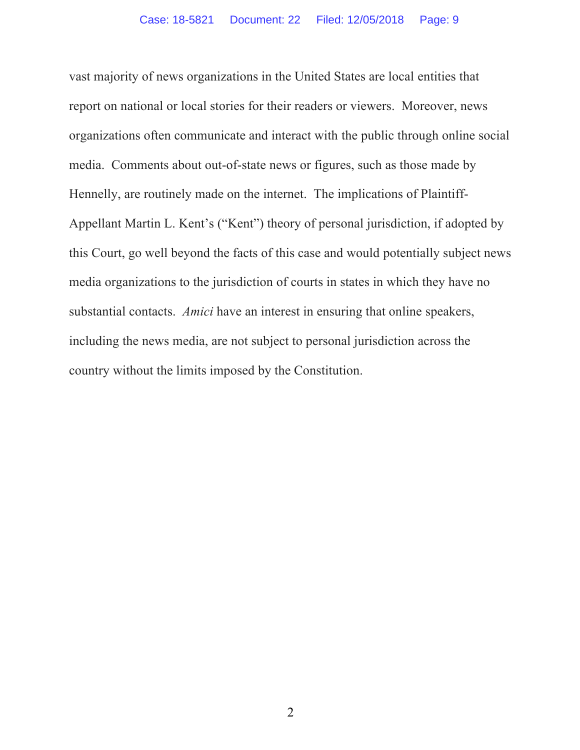vast majority of news organizations in the United States are local entities that report on national or local stories for their readers or viewers. Moreover, news organizations often communicate and interact with the public through online social media. Comments about out-of-state news or figures, such as those made by Hennelly, are routinely made on the internet. The implications of Plaintiff-Appellant Martin L. Kent's ("Kent") theory of personal jurisdiction, if adopted by this Court, go well beyond the facts of this case and would potentially subject news media organizations to the jurisdiction of courts in states in which they have no substantial contacts. *Amici* have an interest in ensuring that online speakers, including the news media, are not subject to personal jurisdiction across the country without the limits imposed by the Constitution.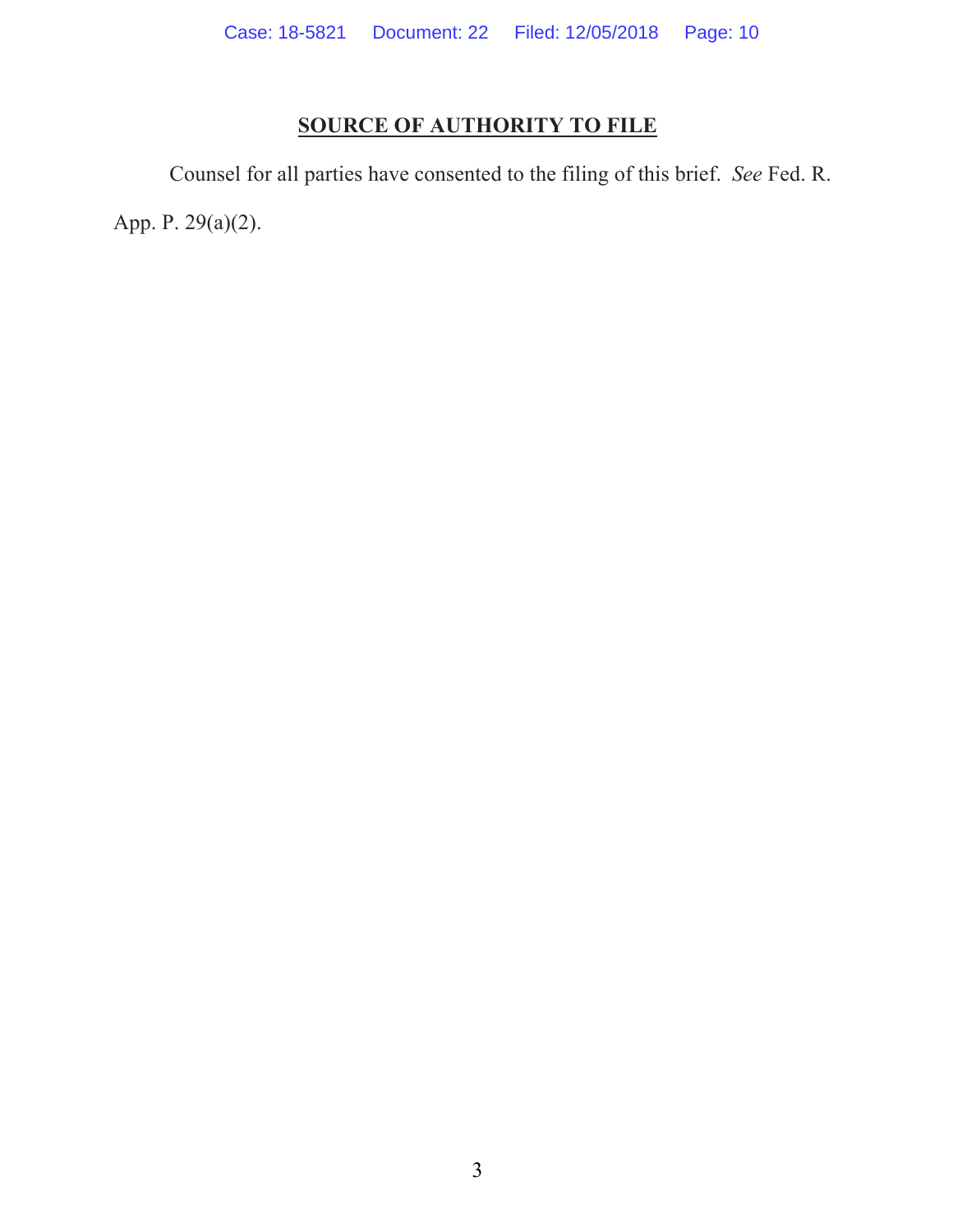## SOURCE OF AUTHORITY TO FILE

Counsel for all parties have consented to the filing of this brief. *See* Fed. R. App. P. 29(a)(2).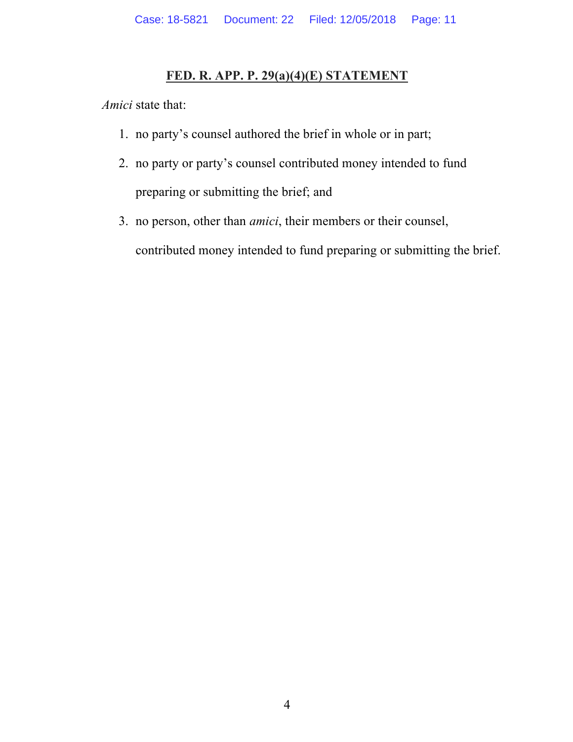## FED. R. APP. P. 29(a)(4)(E) STATEMENT

*Amici* state that:

1. no party's counsel authored the brief in whole or in part;
2. no party or party's counsel contributed money intended to fund preparing or submitting the brief; and
3. no person, other than *amici*, their members or their counsel, contributed money intended to fund preparing or submitting the brief.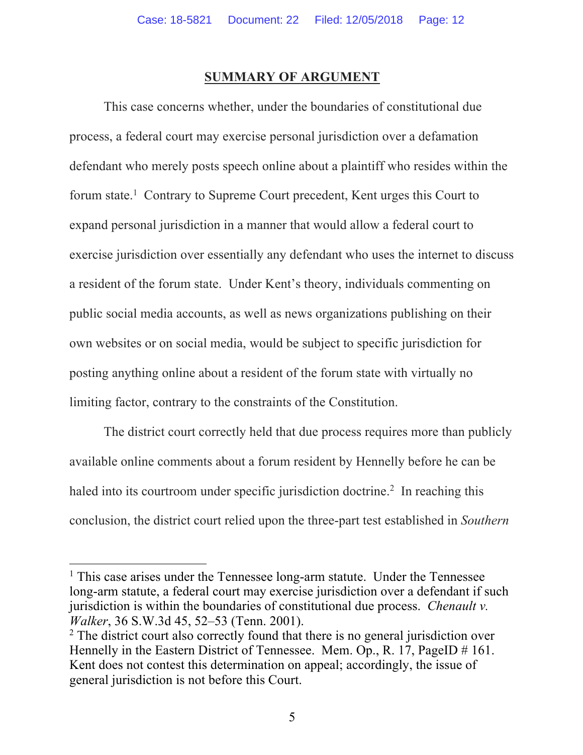## SUMMARY OF ARGUMENT

This case concerns whether, under the boundaries of constitutional due process, a federal court may exercise personal jurisdiction over a defamation defendant who merely posts speech online about a plaintiff who resides within the forum state.[1] Contrary to Supreme Court precedent, Kent urges this Court to expand personal jurisdiction in a manner that would allow a federal court to exercise jurisdiction over essentially any defendant who uses the internet to discuss a resident of the forum state. Under Kent's theory, individuals commenting on public social media accounts, as well as news organizations publishing on their own websites or on social media, would be subject to specific jurisdiction for posting anything online about a resident of the forum state with virtually no limiting factor, contrary to the constraints of the Constitution.

The district court correctly held that due process requires more than publicly available online comments about a forum resident by Hennelly before he can be haled into its courtroom under specific jurisdiction doctrine.[2] In reaching this conclusion, the district court relied upon the three-part test established in *Southern*

---

[1] This case arises under the Tennessee long-arm statute. Under the Tennessee long-arm statute, a federal court may exercise jurisdiction over a defendant if such jurisdiction is within the boundaries of constitutional due process. *Chenault v. Walker*, 36 S.W.3d 45, 52–53 (Tenn. 2001).

[2] The district court also correctly found that there is no general jurisdiction over Hennelly in the Eastern District of Tennessee. Mem. Op., R. 17, PageID # 161. Kent does not contest this determination on appeal; accordingly, the issue of general jurisdiction is not before this Court.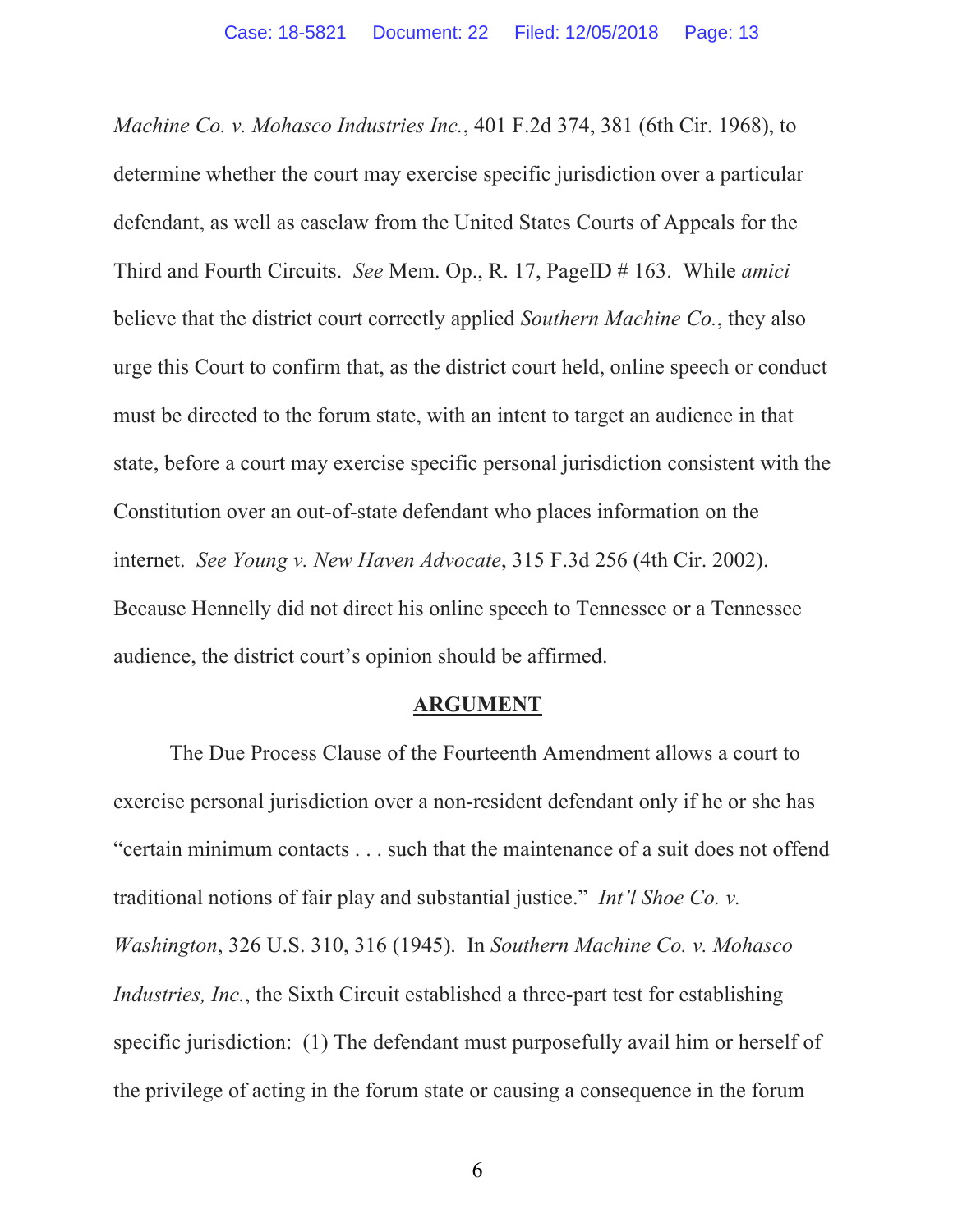*Machine Co. v. Mohasco Industries Inc.*, 401 F.2d 374, 381 (6th Cir. 1968), to determine whether the court may exercise specific jurisdiction over a particular defendant, as well as caselaw from the United States Courts of Appeals for the Third and Fourth Circuits. *See* Mem. Op., R. 17, PageID # 163. While *amici* believe that the district court correctly applied *Southern Machine Co.*, they also urge this Court to confirm that, as the district court held, online speech or conduct must be directed to the forum state, with an intent to target an audience in that state, before a court may exercise specific personal jurisdiction consistent with the Constitution over an out-of-state defendant who places information on the internet. *See Young v. New Haven Advocate*, 315 F.3d 256 (4th Cir. 2002). Because Hennelly did not direct his online speech to Tennessee or a Tennessee audience, the district court's opinion should be affirmed.

## ARGUMENT

The Due Process Clause of the Fourteenth Amendment allows a court to exercise personal jurisdiction over a non-resident defendant only if he or she has "certain minimum contacts . . . such that the maintenance of a suit does not offend traditional notions of fair play and substantial justice." *Int'l Shoe Co. v. Washington*, 326 U.S. 310, 316 (1945). In *Southern Machine Co. v. Mohasco Industries, Inc.*, the Sixth Circuit established a three-part test for establishing specific jurisdiction: (1) The defendant must purposefully avail him or herself of the privilege of acting in the forum state or causing a consequence in the forum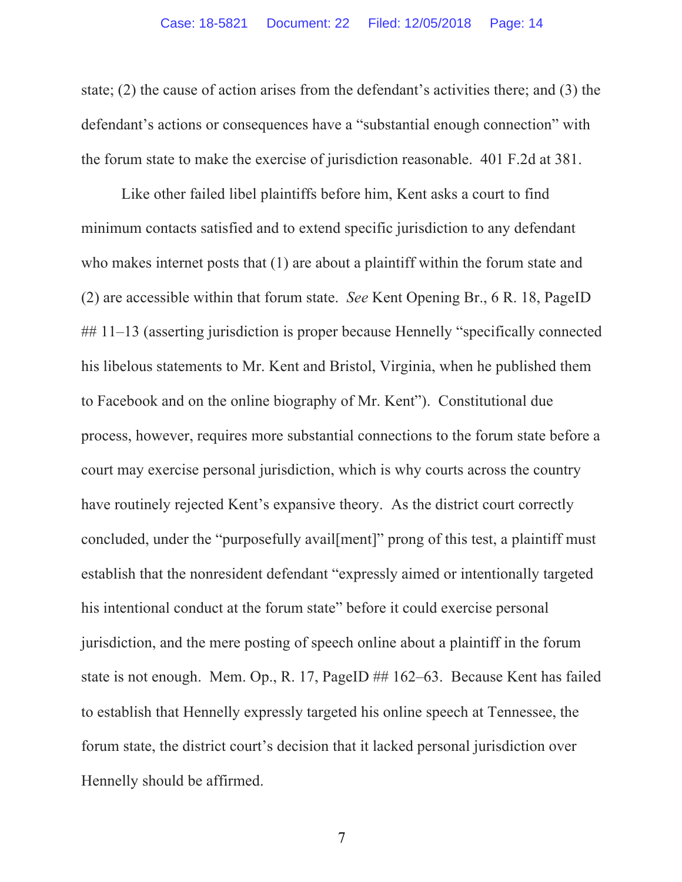state; (2) the cause of action arises from the defendant's activities there; and (3) the defendant's actions or consequences have a "substantial enough connection" with the forum state to make the exercise of jurisdiction reasonable. 401 F.2d at 381.

Like other failed libel plaintiffs before him, Kent asks a court to find minimum contacts satisfied and to extend specific jurisdiction to any defendant who makes internet posts that (1) are about a plaintiff within the forum state and (2) are accessible within that forum state. *See* Kent Opening Br., 6 R. 18, PageID ## 11–13 (asserting jurisdiction is proper because Hennelly "specifically connected his libelous statements to Mr. Kent and Bristol, Virginia, when he published them to Facebook and on the online biography of Mr. Kent"). Constitutional due process, however, requires more substantial connections to the forum state before a court may exercise personal jurisdiction, which is why courts across the country have routinely rejected Kent's expansive theory. As the district court correctly concluded, under the "purposefully avail[ment]" prong of this test, a plaintiff must establish that the nonresident defendant "expressly aimed or intentionally targeted his intentional conduct at the forum state" before it could exercise personal jurisdiction, and the mere posting of speech online about a plaintiff in the forum state is not enough. Mem. Op., R. 17, PageID ## 162–63. Because Kent has failed to establish that Hennelly expressly targeted his online speech at Tennessee, the forum state, the district court's decision that it lacked personal jurisdiction over Hennelly should be affirmed.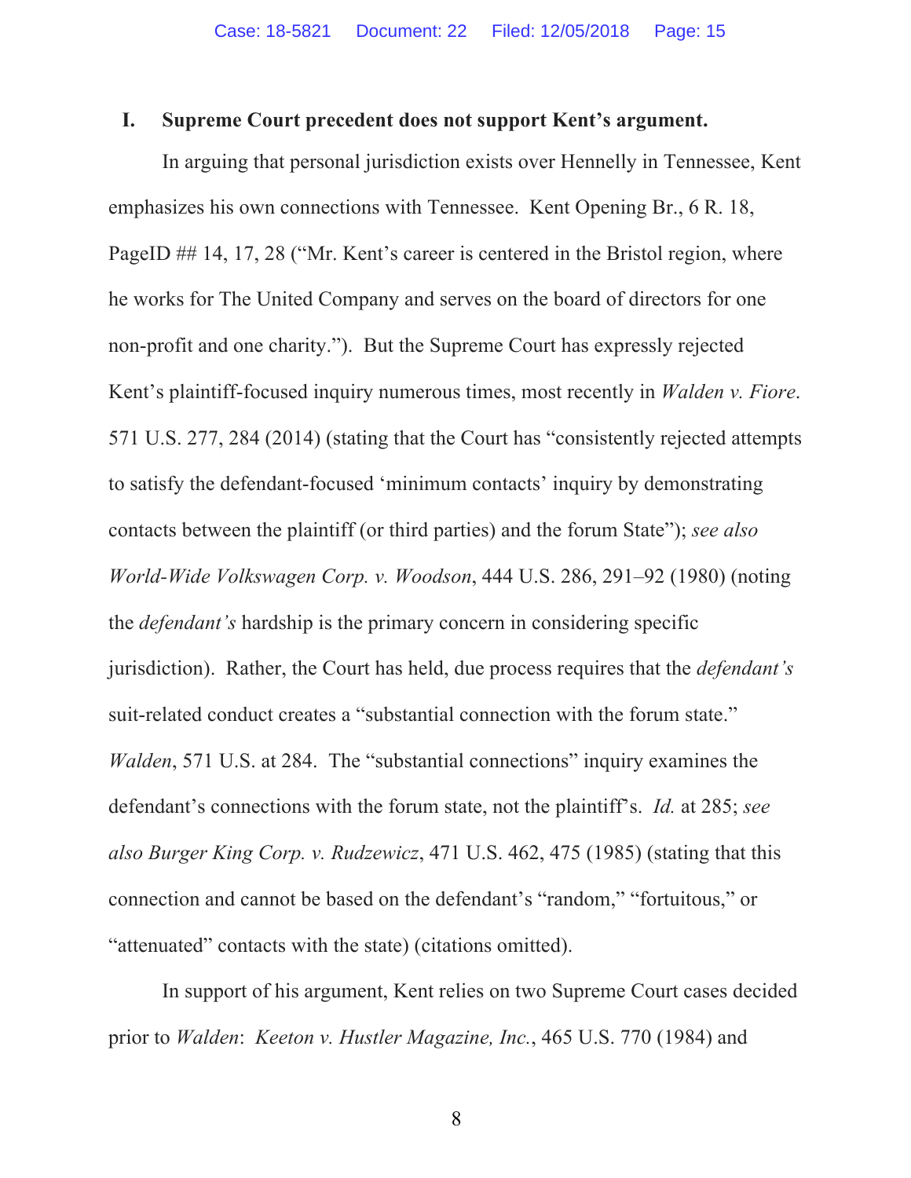## I. Supreme Court precedent does not support Kent's argument.

In arguing that personal jurisdiction exists over Hennelly in Tennessee, Kent emphasizes his own connections with Tennessee. Kent Opening Br., 6 R. 18, PageID ## 14, 17, 28 ("Mr. Kent's career is centered in the Bristol region, where he works for The United Company and serves on the board of directors for one non-profit and one charity."). But the Supreme Court has expressly rejected Kent's plaintiff-focused inquiry numerous times, most recently in *Walden v. Fiore*. 571 U.S. 277, 284 (2014) (stating that the Court has "consistently rejected attempts to satisfy the defendant-focused 'minimum contacts' inquiry by demonstrating contacts between the plaintiff (or third parties) and the forum State"); *see also World-Wide Volkswagen Corp. v. Woodson*, 444 U.S. 286, 291–92 (1980) (noting the *defendant's* hardship is the primary concern in considering specific jurisdiction). Rather, the Court has held, due process requires that the *defendant's* suit-related conduct creates a "substantial connection with the forum state." *Walden*, 571 U.S. at 284. The "substantial connections" inquiry examines the defendant's connections with the forum state, not the plaintiff's. *Id.* at 285; *see also Burger King Corp. v. Rudzewicz*, 471 U.S. 462, 475 (1985) (stating that this connection and cannot be based on the defendant's "random," "fortuitous," or "attenuated" contacts with the state) (citations omitted).

In support of his argument, Kent relies on two Supreme Court cases decided prior to *Walden*: *Keeton v. Hustler Magazine, Inc.*, 465 U.S. 770 (1984) and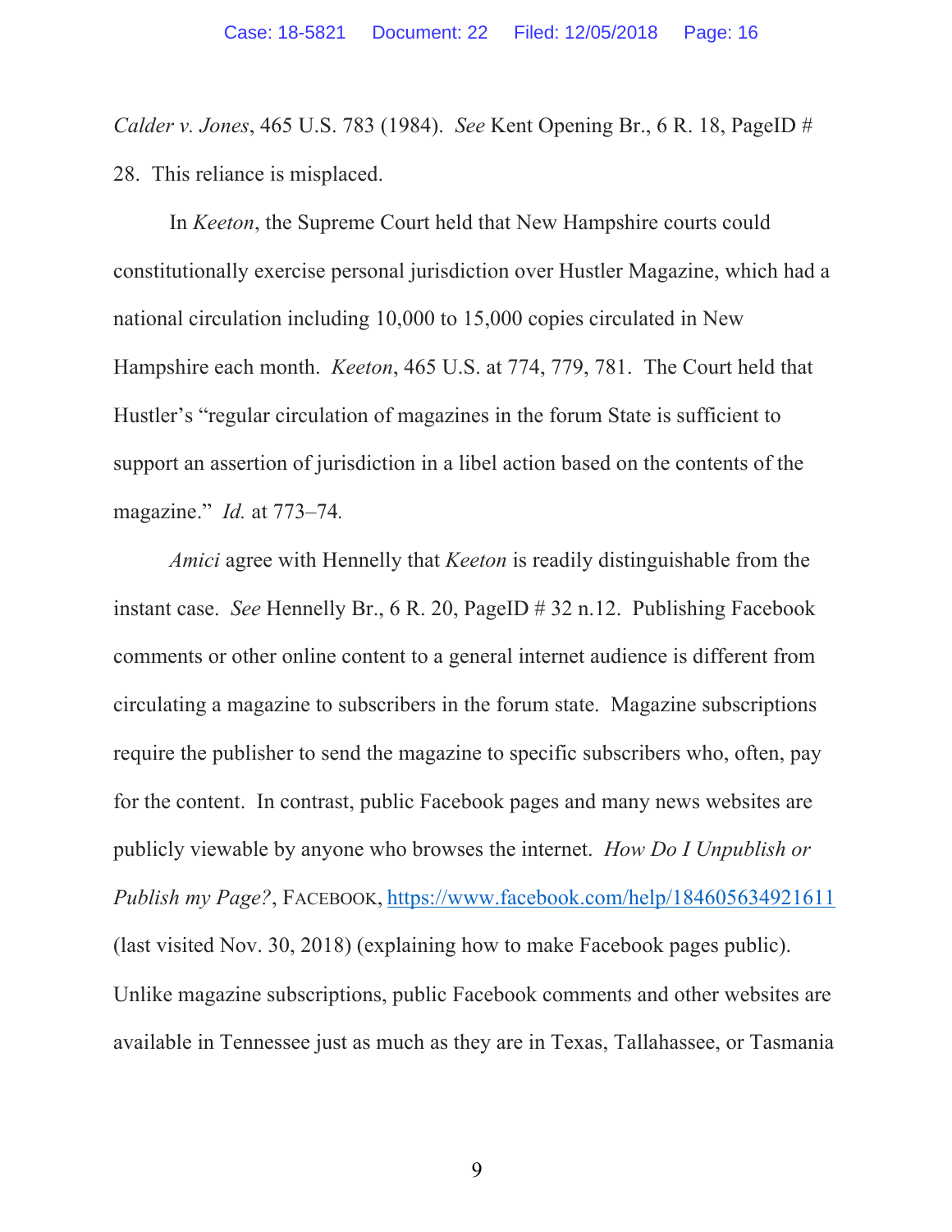*Calder v. Jones*, 465 U.S. 783 (1984). *See* Kent Opening Br., 6 R. 18, PageID # 28. This reliance is misplaced.

In *Keeton*, the Supreme Court held that New Hampshire courts could constitutionally exercise personal jurisdiction over Hustler Magazine, which had a national circulation including 10,000 to 15,000 copies circulated in New Hampshire each month. *Keeton*, 465 U.S. at 774, 779, 781. The Court held that Hustler's "regular circulation of magazines in the forum State is sufficient to support an assertion of jurisdiction in a libel action based on the contents of the magazine." *Id.* at 773–74.

*Amici* agree with Hennelly that *Keeton* is readily distinguishable from the instant case. *See* Hennelly Br., 6 R. 20, PageID # 32 n.12. Publishing Facebook comments or other online content to a general internet audience is different from circulating a magazine to subscribers in the forum state. Magazine subscriptions require the publisher to send the magazine to specific subscribers who, often, pay for the content. In contrast, public Facebook pages and many news websites are publicly viewable by anyone who browses the internet. *How Do I Unpublish or Publish my Page?*, FACEBOOK, https://www.facebook.com/help/184605634921611 (last visited Nov. 30, 2018) (explaining how to make Facebook pages public). Unlike magazine subscriptions, public Facebook comments and other websites are available in Tennessee just as much as they are in Texas, Tallahassee, or Tasmania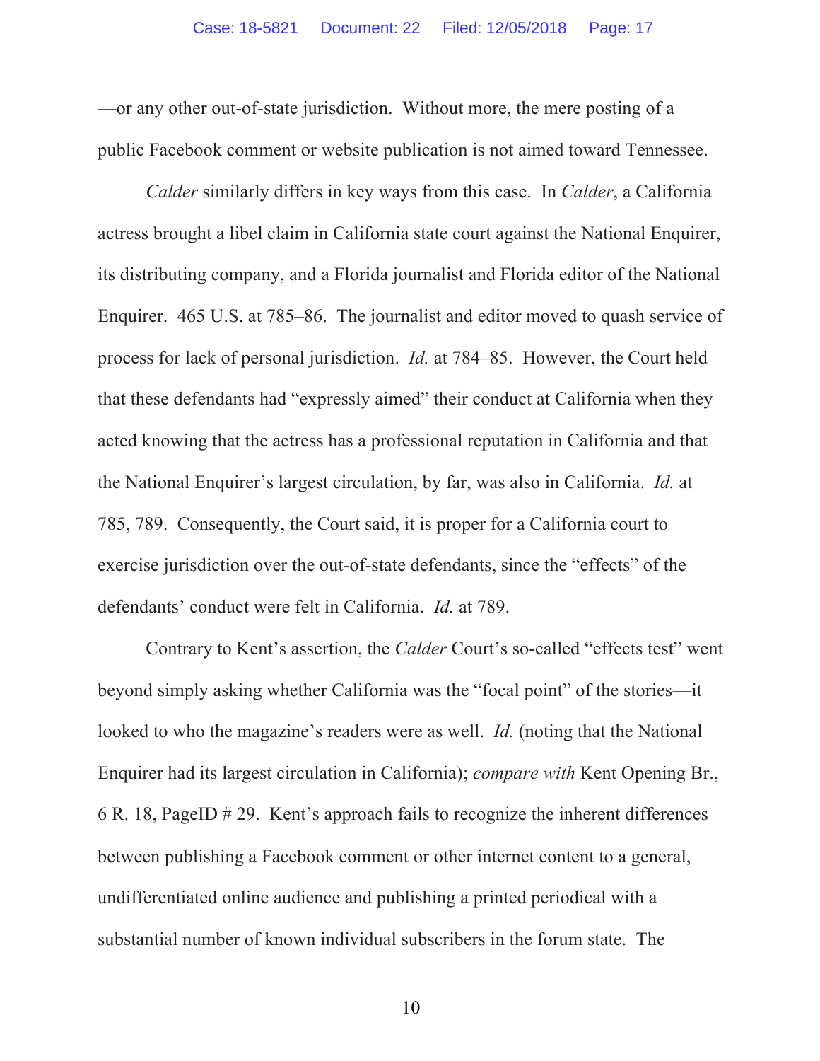—or any other out-of-state jurisdiction. Without more, the mere posting of a public Facebook comment or website publication is not aimed toward Tennessee.

*Calder* similarly differs in key ways from this case. In *Calder*, a California actress brought a libel claim in California state court against the National Enquirer, its distributing company, and a Florida journalist and Florida editor of the National Enquirer. 465 U.S. at 785–86. The journalist and editor moved to quash service of process for lack of personal jurisdiction. *Id.* at 784–85. However, the Court held that these defendants had "expressly aimed" their conduct at California when they acted knowing that the actress has a professional reputation in California and that the National Enquirer's largest circulation, by far, was also in California. *Id.* at 785, 789. Consequently, the Court said, it is proper for a California court to exercise jurisdiction over the out-of-state defendants, since the "effects" of the defendants' conduct were felt in California. *Id.* at 789.

Contrary to Kent's assertion, the *Calder* Court's so-called "effects test" went beyond simply asking whether California was the "focal point" of the stories—it looked to who the magazine's readers were as well. *Id.* (noting that the National Enquirer had its largest circulation in California); *compare with* Kent Opening Br., 6 R. 18, PageID # 29. Kent's approach fails to recognize the inherent differences between publishing a Facebook comment or other internet content to a general, undifferentiated online audience and publishing a printed periodical with a substantial number of known individual subscribers in the forum state. The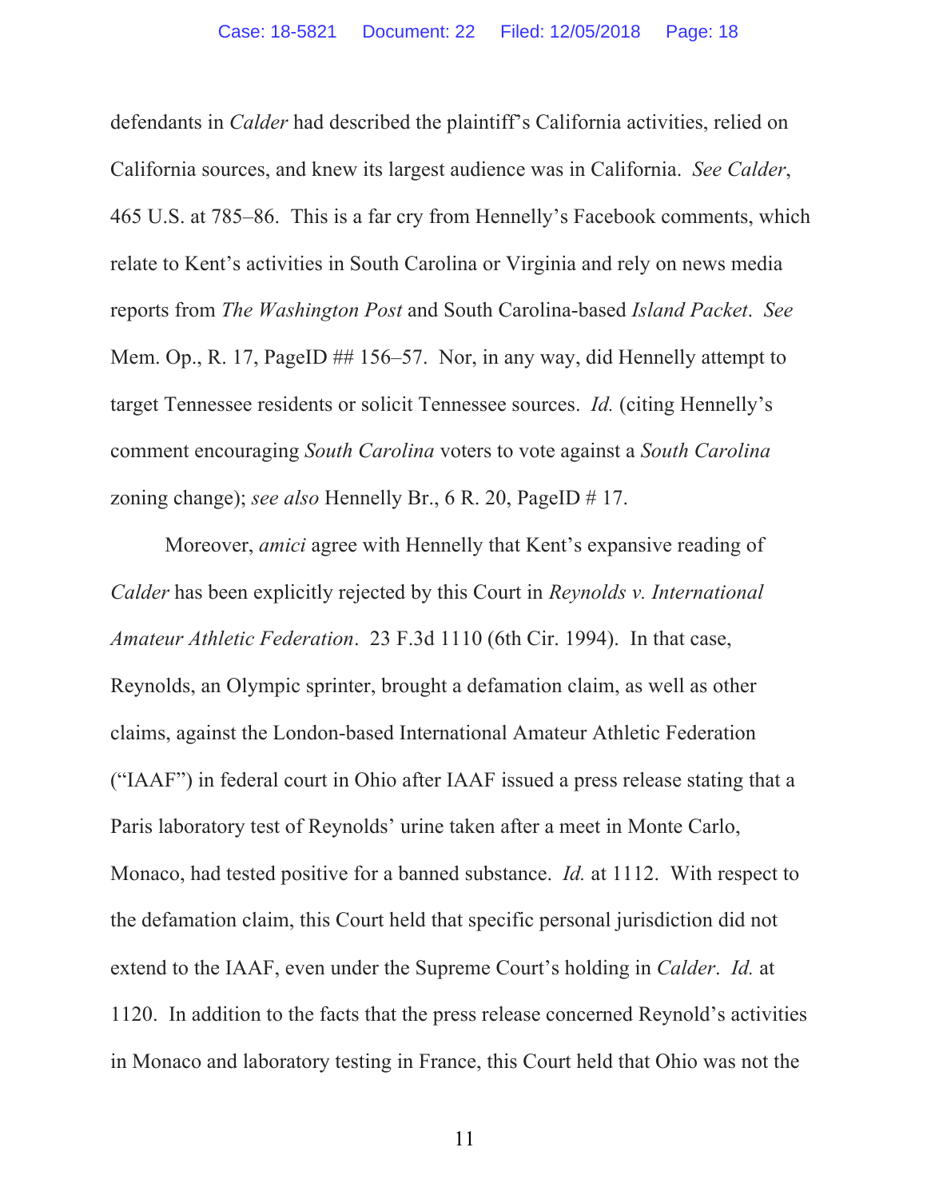defendants in *Calder* had described the plaintiff's California activities, relied on California sources, and knew its largest audience was in California. *See Calder*, 465 U.S. at 785–86. This is a far cry from Hennelly's Facebook comments, which relate to Kent's activities in South Carolina or Virginia and rely on news media reports from *The Washington Post* and South Carolina-based *Island Packet*. *See* Mem. Op., R. 17, PageID ## 156–57. Nor, in any way, did Hennelly attempt to target Tennessee residents or solicit Tennessee sources. *Id.* (citing Hennelly's comment encouraging *South Carolina* voters to vote against a *South Carolina* zoning change); *see also* Hennelly Br., 6 R. 20, PageID # 17.

Moreover, *amici* agree with Hennelly that Kent's expansive reading of *Calder* has been explicitly rejected by this Court in *Reynolds v. International Amateur Athletic Federation*. 23 F.3d 1110 (6th Cir. 1994). In that case, Reynolds, an Olympic sprinter, brought a defamation claim, as well as other claims, against the London-based International Amateur Athletic Federation ("IAAF") in federal court in Ohio after IAAF issued a press release stating that a Paris laboratory test of Reynolds' urine taken after a meet in Monte Carlo, Monaco, had tested positive for a banned substance. *Id.* at 1112. With respect to the defamation claim, this Court held that specific personal jurisdiction did not extend to the IAAF, even under the Supreme Court's holding in *Calder*. *Id.* at 1120. In addition to the facts that the press release concerned Reynold's activities in Monaco and laboratory testing in France, this Court held that Ohio was not the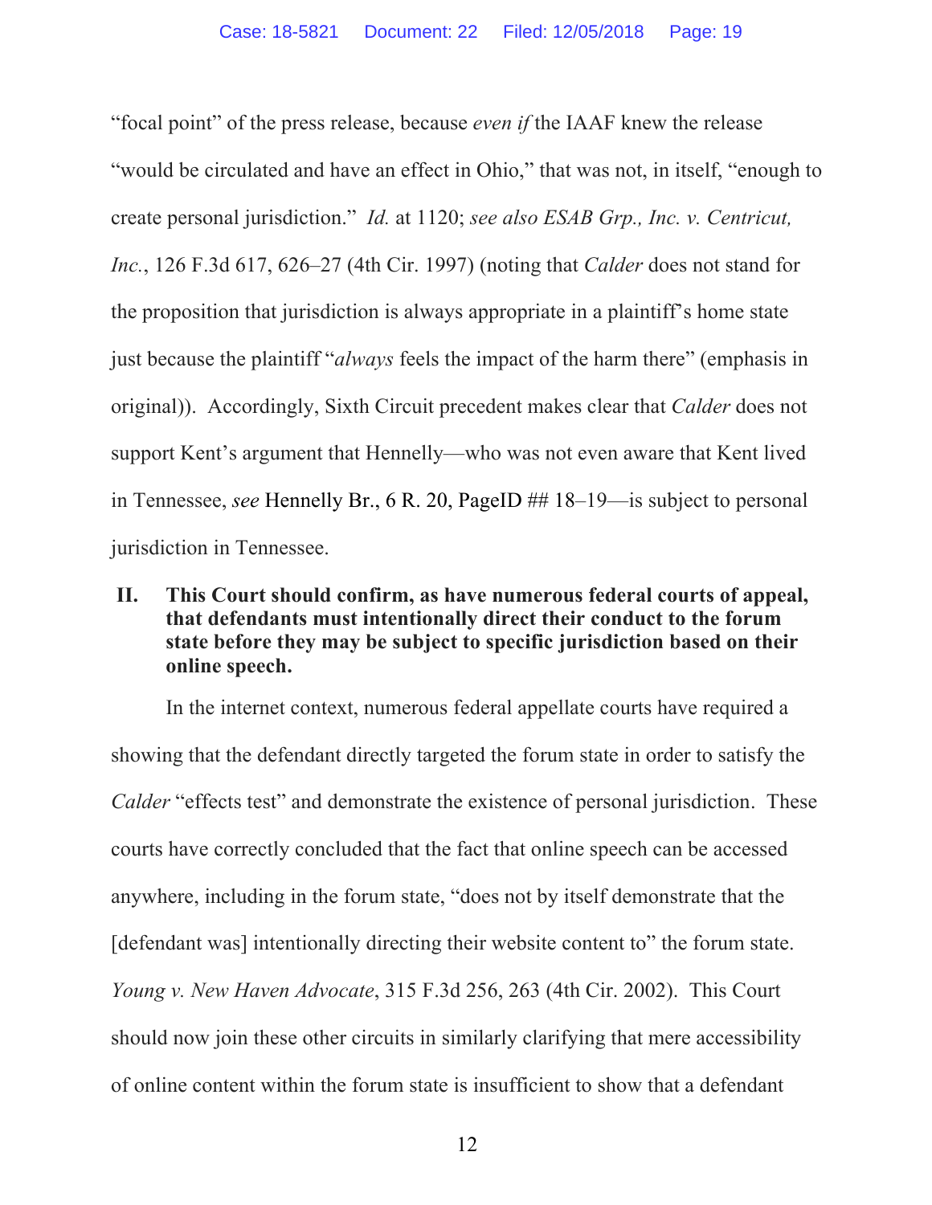"focal point" of the press release, because *even if* the IAAF knew the release "would be circulated and have an effect in Ohio," that was not, in itself, "enough to create personal jurisdiction." *Id.* at 1120; *see also ESAB Grp., Inc. v. Centricut, Inc.*, 126 F.3d 617, 626–27 (4th Cir. 1997) (noting that *Calder* does not stand for the proposition that jurisdiction is always appropriate in a plaintiff's home state just because the plaintiff "*always* feels the impact of the harm there" (emphasis in original)). Accordingly, Sixth Circuit precedent makes clear that *Calder* does not support Kent's argument that Hennelly—who was not even aware that Kent lived in Tennessee, *see* Hennelly Br., 6 R. 20, PageID ## 18–19—is subject to personal jurisdiction in Tennessee.

## II. This Court should confirm, as have numerous federal courts of appeal, that defendants must intentionally direct their conduct to the forum state before they may be subject to specific jurisdiction based on their online speech.

In the internet context, numerous federal appellate courts have required a showing that the defendant directly targeted the forum state in order to satisfy the *Calder* "effects test" and demonstrate the existence of personal jurisdiction. These courts have correctly concluded that the fact that online speech can be accessed anywhere, including in the forum state, "does not by itself demonstrate that the [defendant was] intentionally directing their website content to" the forum state. *Young v. New Haven Advocate*, 315 F.3d 256, 263 (4th Cir. 2002). This Court should now join these other circuits in similarly clarifying that mere accessibility of online content within the forum state is insufficient to show that a defendant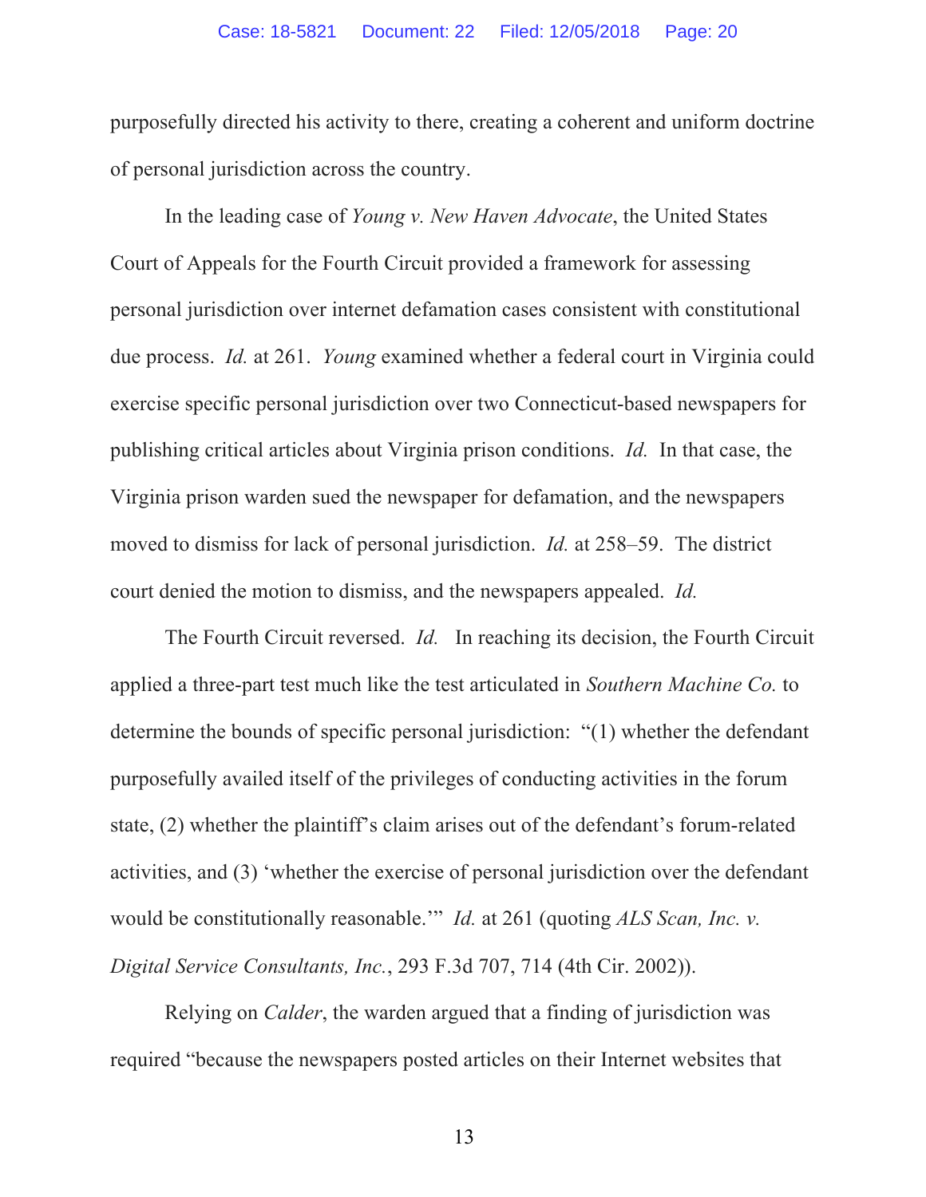purposefully directed his activity to there, creating a coherent and uniform doctrine of personal jurisdiction across the country.

In the leading case of *Young v. New Haven Advocate*, the United States Court of Appeals for the Fourth Circuit provided a framework for assessing personal jurisdiction over internet defamation cases consistent with constitutional due process. *Id.* at 261. *Young* examined whether a federal court in Virginia could exercise specific personal jurisdiction over two Connecticut-based newspapers for publishing critical articles about Virginia prison conditions. *Id.* In that case, the Virginia prison warden sued the newspaper for defamation, and the newspapers moved to dismiss for lack of personal jurisdiction. *Id.* at 258–59. The district court denied the motion to dismiss, and the newspapers appealed. *Id.*

The Fourth Circuit reversed. *Id.* In reaching its decision, the Fourth Circuit applied a three-part test much like the test articulated in *Southern Machine Co.* to determine the bounds of specific personal jurisdiction: "(1) whether the defendant purposefully availed itself of the privileges of conducting activities in the forum state, (2) whether the plaintiff's claim arises out of the defendant's forum-related activities, and (3) 'whether the exercise of personal jurisdiction over the defendant would be constitutionally reasonable.'" *Id.* at 261 (quoting *ALS Scan, Inc. v. Digital Service Consultants, Inc.*, 293 F.3d 707, 714 (4th Cir. 2002)).

Relying on *Calder*, the warden argued that a finding of jurisdiction was required "because the newspapers posted articles on their Internet websites that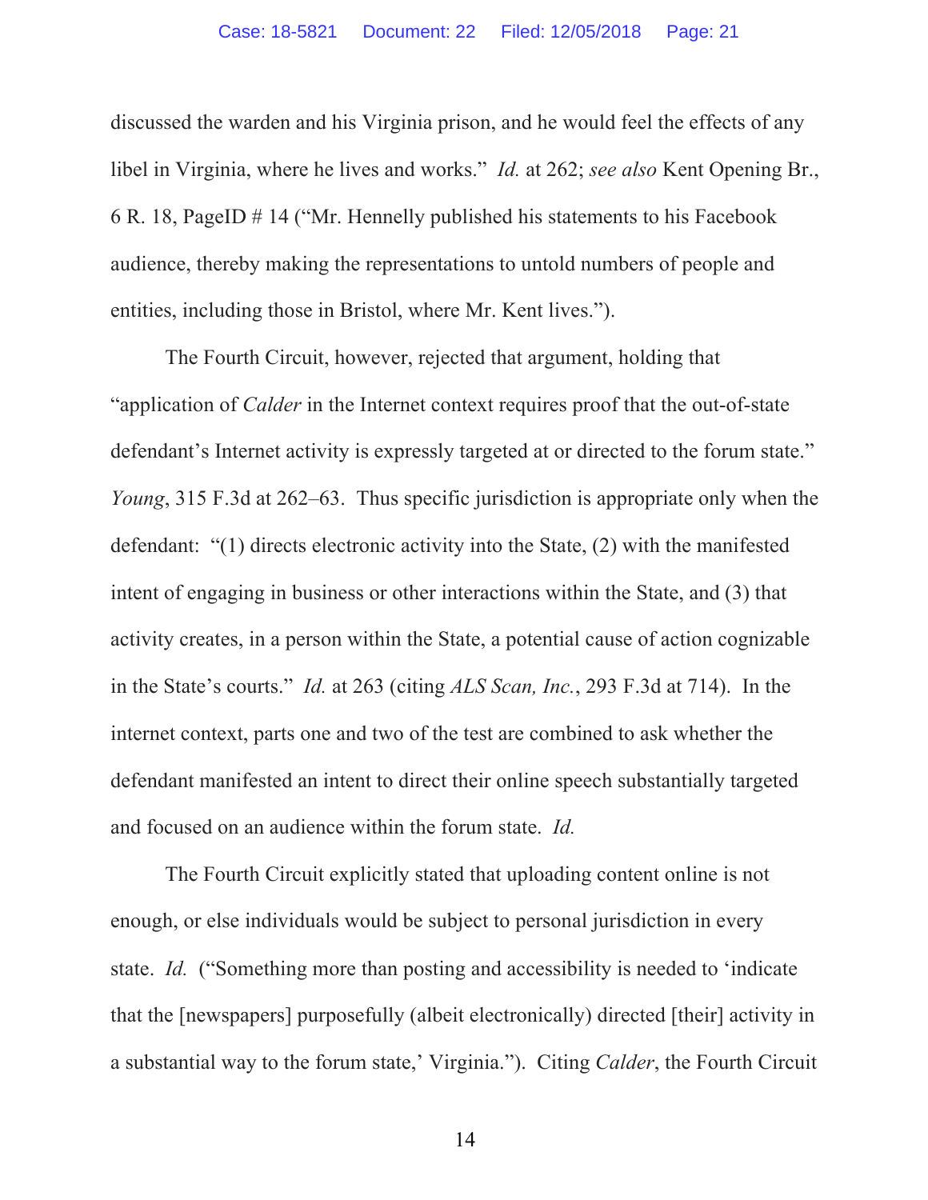discussed the warden and his Virginia prison, and he would feel the effects of any libel in Virginia, where he lives and works." *Id.* at 262; *see also* Kent Opening Br., 6 R. 18, PageID # 14 ("Mr. Hennelly published his statements to his Facebook audience, thereby making the representations to untold numbers of people and entities, including those in Bristol, where Mr. Kent lives.").

The Fourth Circuit, however, rejected that argument, holding that "application of *Calder* in the Internet context requires proof that the out-of-state defendant's Internet activity is expressly targeted at or directed to the forum state." *Young*, 315 F.3d at 262–63. Thus specific jurisdiction is appropriate only when the defendant: "(1) directs electronic activity into the State, (2) with the manifested intent of engaging in business or other interactions within the State, and (3) that activity creates, in a person within the State, a potential cause of action cognizable in the State's courts." *Id.* at 263 (citing *ALS Scan, Inc.*, 293 F.3d at 714). In the internet context, parts one and two of the test are combined to ask whether the defendant manifested an intent to direct their online speech substantially targeted and focused on an audience within the forum state. *Id.*

The Fourth Circuit explicitly stated that uploading content online is not enough, or else individuals would be subject to personal jurisdiction in every state. *Id.* ("Something more than posting and accessibility is needed to 'indicate that the [newspapers] purposefully (albeit electronically) directed [their] activity in a substantial way to the forum state,' Virginia."). Citing *Calder*, the Fourth Circuit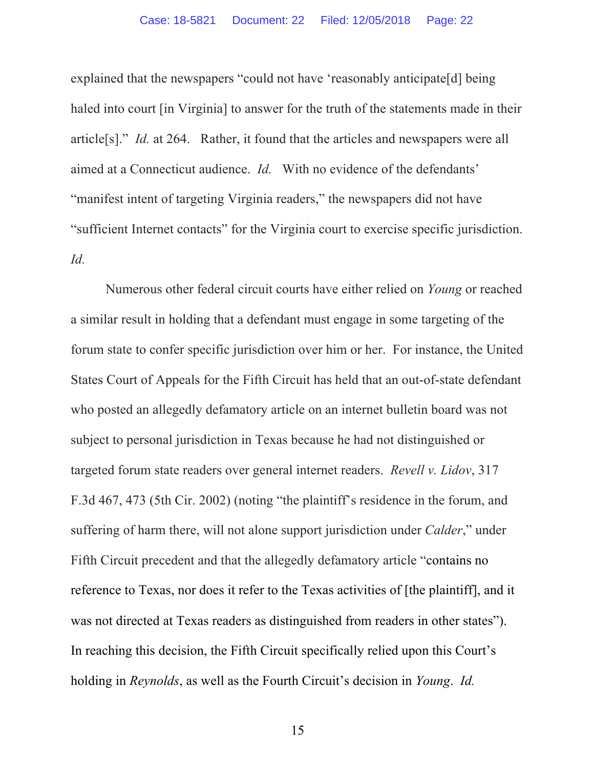explained that the newspapers "could not have 'reasonably anticipate[d] being haled into court [in Virginia] to answer for the truth of the statements made in their article[s]." *Id.* at 264. Rather, it found that the articles and newspapers were all aimed at a Connecticut audience. *Id.* With no evidence of the defendants' "manifest intent of targeting Virginia readers," the newspapers did not have "sufficient Internet contacts" for the Virginia court to exercise specific jurisdiction. *Id.*

Numerous other federal circuit courts have either relied on *Young* or reached a similar result in holding that a defendant must engage in some targeting of the forum state to confer specific jurisdiction over him or her. For instance, the United States Court of Appeals for the Fifth Circuit has held that an out-of-state defendant who posted an allegedly defamatory article on an internet bulletin board was not subject to personal jurisdiction in Texas because he had not distinguished or targeted forum state readers over general internet readers. *Revell v. Lidov*, 317 F.3d 467, 473 (5th Cir. 2002) (noting "the plaintiff's residence in the forum, and suffering of harm there, will not alone support jurisdiction under *Calder*," under Fifth Circuit precedent and that the allegedly defamatory article "contains no reference to Texas, nor does it refer to the Texas activities of [the plaintiff], and it was not directed at Texas readers as distinguished from readers in other states"). In reaching this decision, the Fifth Circuit specifically relied upon this Court's holding in *Reynolds*, as well as the Fourth Circuit's decision in *Young*. *Id.*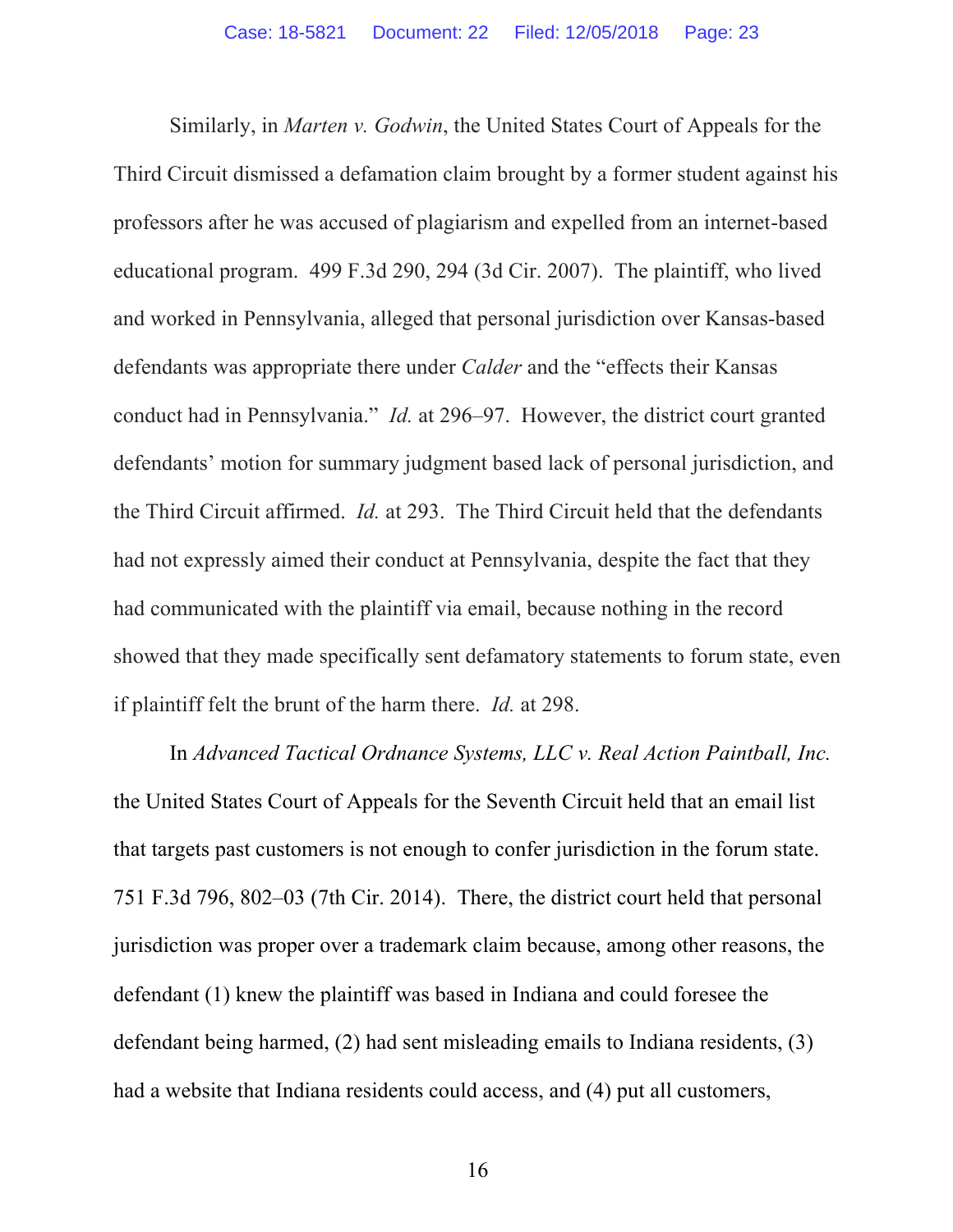Similarly, in *Marten v. Godwin*, the United States Court of Appeals for the Third Circuit dismissed a defamation claim brought by a former student against his professors after he was accused of plagiarism and expelled from an internet-based educational program. 499 F.3d 290, 294 (3d Cir. 2007). The plaintiff, who lived and worked in Pennsylvania, alleged that personal jurisdiction over Kansas-based defendants was appropriate there under *Calder* and the "effects their Kansas conduct had in Pennsylvania." *Id.* at 296–97. However, the district court granted defendants' motion for summary judgment based lack of personal jurisdiction, and the Third Circuit affirmed. *Id.* at 293. The Third Circuit held that the defendants had not expressly aimed their conduct at Pennsylvania, despite the fact that they had communicated with the plaintiff via email, because nothing in the record showed that they made specifically sent defamatory statements to forum state, even if plaintiff felt the brunt of the harm there. *Id.* at 298.

In *Advanced Tactical Ordnance Systems, LLC v. Real Action Paintball, Inc.* the United States Court of Appeals for the Seventh Circuit held that an email list that targets past customers is not enough to confer jurisdiction in the forum state. 751 F.3d 796, 802–03 (7th Cir. 2014). There, the district court held that personal jurisdiction was proper over a trademark claim because, among other reasons, the defendant (1) knew the plaintiff was based in Indiana and could foresee the defendant being harmed, (2) had sent misleading emails to Indiana residents, (3) had a website that Indiana residents could access, and (4) put all customers,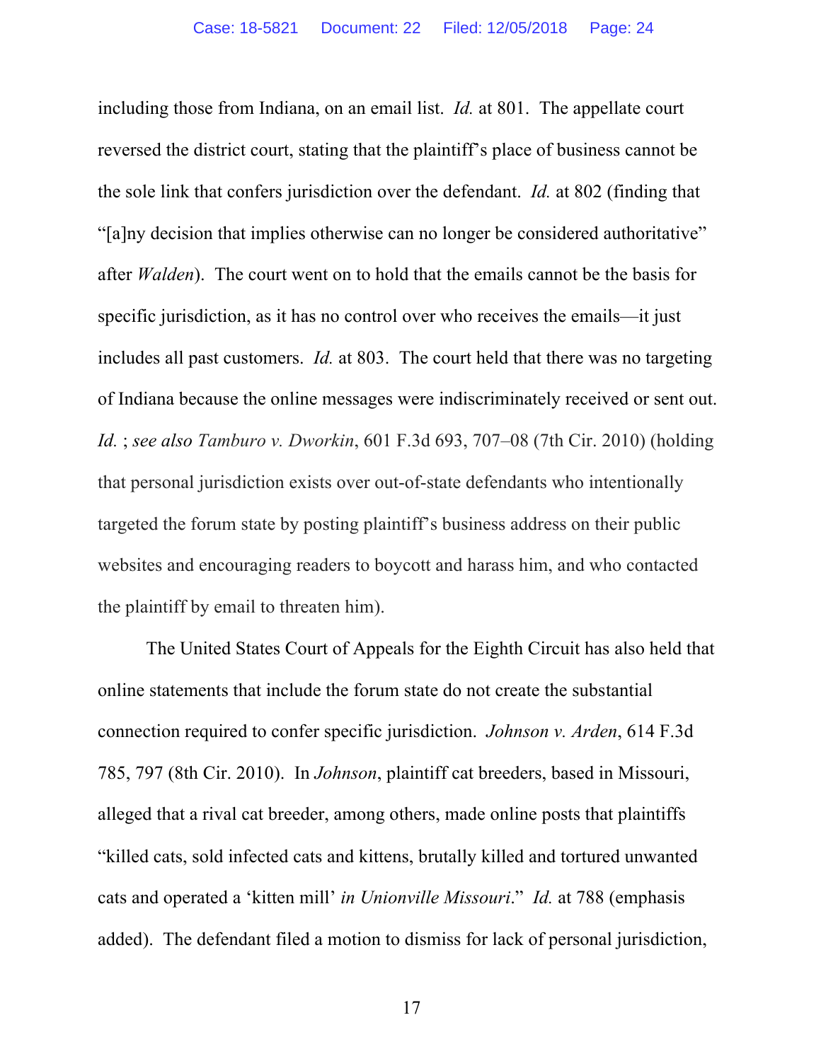including those from Indiana, on an email list. *Id.* at 801. The appellate court reversed the district court, stating that the plaintiff's place of business cannot be the sole link that confers jurisdiction over the defendant. *Id.* at 802 (finding that "[a]ny decision that implies otherwise can no longer be considered authoritative" after *Walden*). The court went on to hold that the emails cannot be the basis for specific jurisdiction, as it has no control over who receives the emails—it just includes all past customers. *Id.* at 803. The court held that there was no targeting of Indiana because the online messages were indiscriminately received or sent out. *Id.* ; *see also Tamburo v. Dworkin*, 601 F.3d 693, 707–08 (7th Cir. 2010) (holding that personal jurisdiction exists over out-of-state defendants who intentionally targeted the forum state by posting plaintiff's business address on their public websites and encouraging readers to boycott and harass him, and who contacted the plaintiff by email to threaten him).

The United States Court of Appeals for the Eighth Circuit has also held that online statements that include the forum state do not create the substantial connection required to confer specific jurisdiction. *Johnson v. Arden*, 614 F.3d 785, 797 (8th Cir. 2010). In *Johnson*, plaintiff cat breeders, based in Missouri, alleged that a rival cat breeder, among others, made online posts that plaintiffs "killed cats, sold infected cats and kittens, brutally killed and tortured unwanted cats and operated a 'kitten mill' *in Unionville Missouri*." *Id.* at 788 (emphasis added). The defendant filed a motion to dismiss for lack of personal jurisdiction,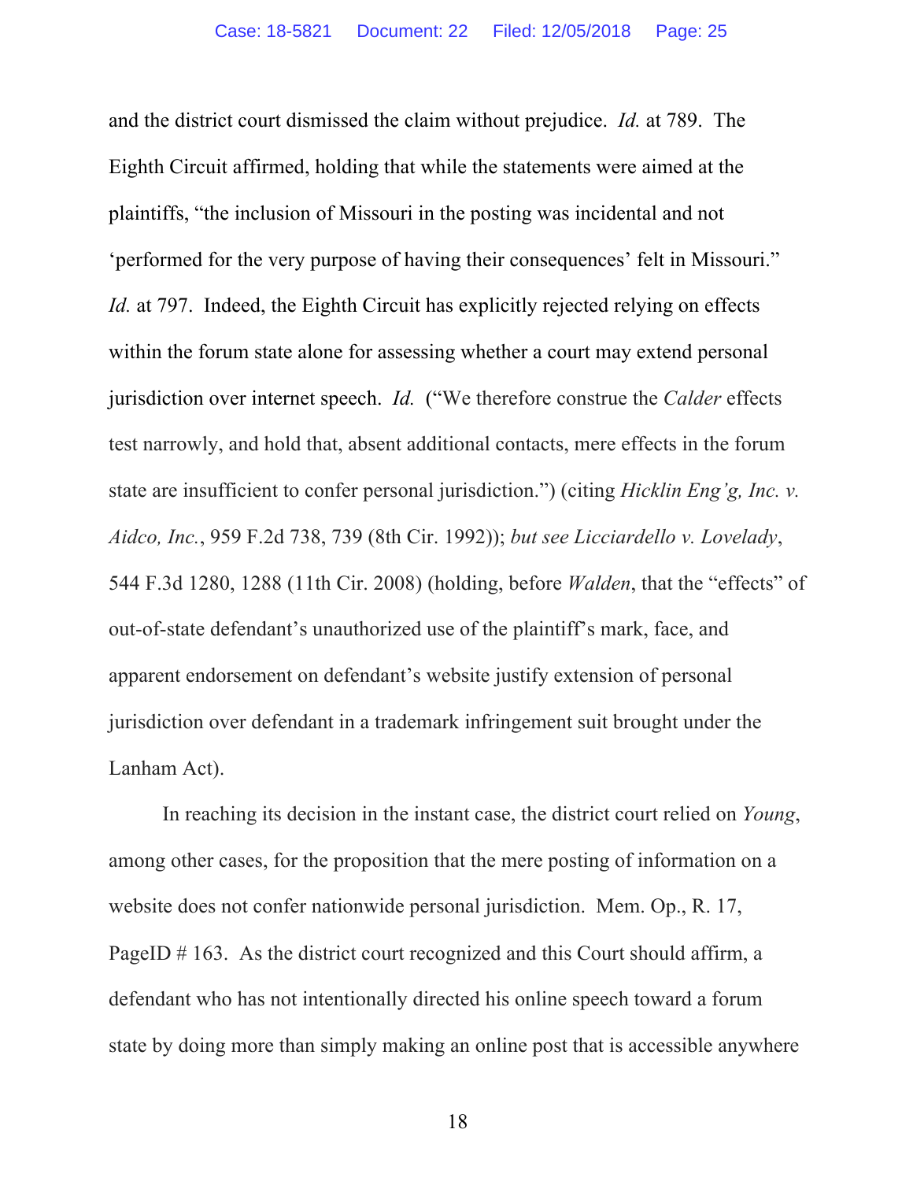and the district court dismissed the claim without prejudice. *Id.* at 789. The Eighth Circuit affirmed, holding that while the statements were aimed at the plaintiffs, "the inclusion of Missouri in the posting was incidental and not 'performed for the very purpose of having their consequences' felt in Missouri." *Id.* at 797. Indeed, the Eighth Circuit has explicitly rejected relying on effects within the forum state alone for assessing whether a court may extend personal jurisdiction over internet speech. *Id.* ("We therefore construe the *Calder* effects test narrowly, and hold that, absent additional contacts, mere effects in the forum state are insufficient to confer personal jurisdiction.") (citing *Hicklin Eng'g, Inc. v. Aidco, Inc.*, 959 F.2d 738, 739 (8th Cir. 1992)); *but see Licciardello v. Lovelady*, 544 F.3d 1280, 1288 (11th Cir. 2008) (holding, before *Walden*, that the "effects" of out-of-state defendant's unauthorized use of the plaintiff's mark, face, and apparent endorsement on defendant's website justify extension of personal jurisdiction over defendant in a trademark infringement suit brought under the Lanham Act).

In reaching its decision in the instant case, the district court relied on *Young*, among other cases, for the proposition that the mere posting of information on a website does not confer nationwide personal jurisdiction. Mem. Op., R. 17, PageID # 163. As the district court recognized and this Court should affirm, a defendant who has not intentionally directed his online speech toward a forum state by doing more than simply making an online post that is accessible anywhere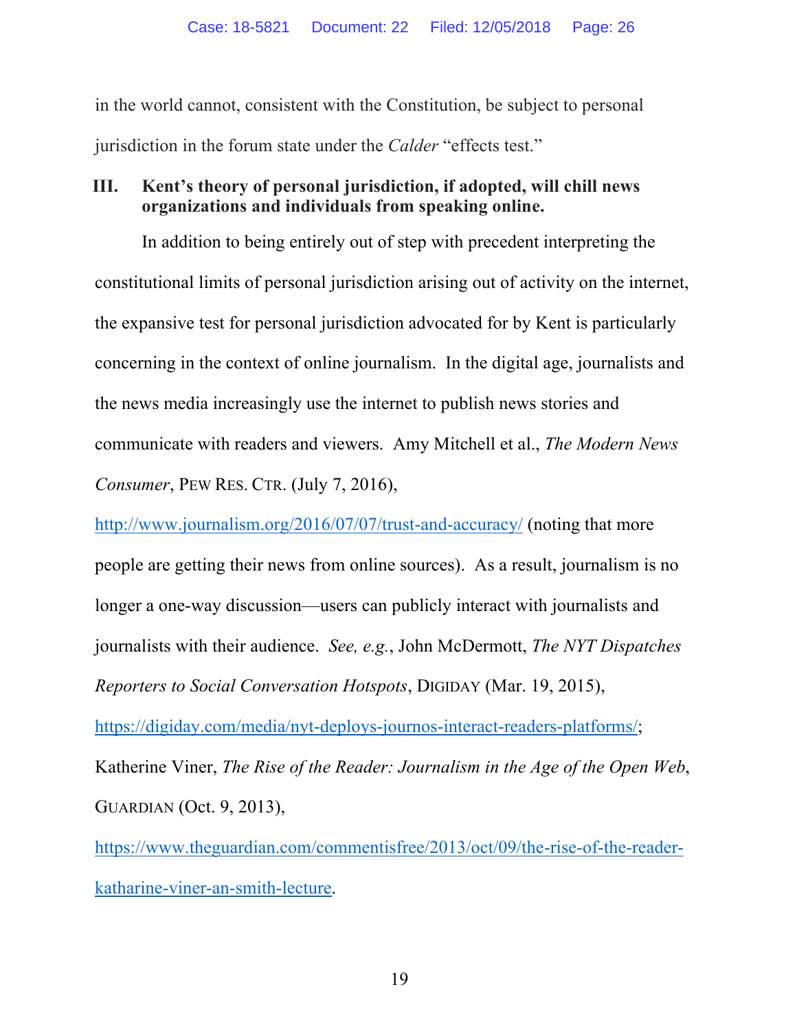in the world cannot, consistent with the Constitution, be subject to personal jurisdiction in the forum state under the *Calder* "effects test."

### III. Kent's theory of personal jurisdiction, if adopted, will chill news organizations and individuals from speaking online.

In addition to being entirely out of step with precedent interpreting the constitutional limits of personal jurisdiction arising out of activity on the internet, the expansive test for personal jurisdiction advocated for by Kent is particularly concerning in the context of online journalism. In the digital age, journalists and the news media increasingly use the internet to publish news stories and communicate with readers and viewers. Amy Mitchell et al., *The Modern News Consumer*, PEW RES. CTR. (July 7, 2016), http://www.journalism.org/2016/07/07/trust-and-accuracy/ (noting that more people are getting their news from online sources). As a result, journalism is no longer a one-way discussion—users can publicly interact with journalists and journalists with their audience. *See, e.g.*, John McDermott, *The NYT Dispatches Reporters to Social Conversation Hotspots*, DIGIDAY (Mar. 19, 2015), https://digiday.com/media/nyt-deploys-journos-interact-readers-platforms/; Katherine Viner, *The Rise of the Reader: Journalism in the Age of the Open Web*, GUARDIAN (Oct. 9, 2013), https://www.theguardian.com/commentisfree/2013/oct/09/the-rise-of-the-reader-katharine-viner-an-smith-lecture.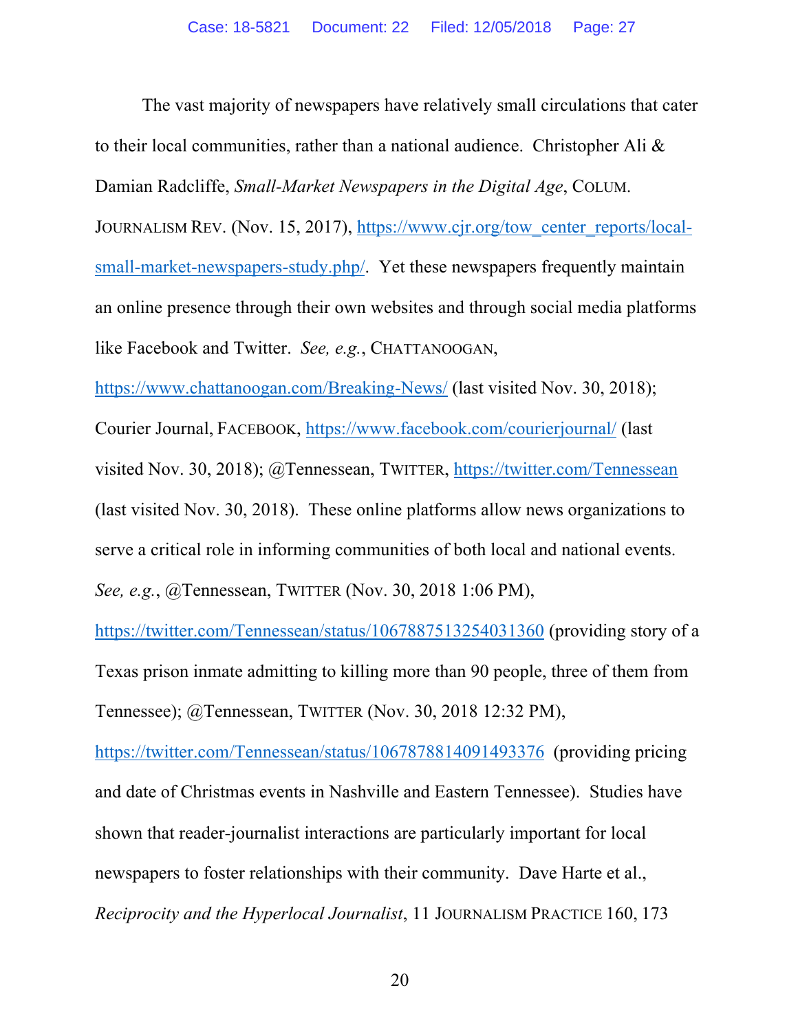The vast majority of newspapers have relatively small circulations that cater to their local communities, rather than a national audience. Christopher Ali & Damian Radcliffe, *Small-Market Newspapers in the Digital Age*, COLUM. JOURNALISM REV. (Nov. 15, 2017), https://www.cjr.org/tow_center_reports/local-small-market-newspapers-study.php/. Yet these newspapers frequently maintain an online presence through their own websites and through social media platforms like Facebook and Twitter. *See, e.g.*, CHATTANOOGAN, https://www.chattanoogan.com/Breaking-News/ (last visited Nov. 30, 2018); Courier Journal, FACEBOOK, https://www.facebook.com/courierjournal/ (last visited Nov. 30, 2018); @Tennessean, TWITTER, https://twitter.com/Tennessean (last visited Nov. 30, 2018). These online platforms allow news organizations to serve a critical role in informing communities of both local and national events. *See, e.g.*, @Tennessean, TWITTER (Nov. 30, 2018 1:06 PM), https://twitter.com/Tennessean/status/1067887513254031360 (providing story of a Texas prison inmate admitting to killing more than 90 people, three of them from Tennessee); @Tennessean, TWITTER (Nov. 30, 2018 12:32 PM), https://twitter.com/Tennessean/status/1067878814091493376 (providing pricing and date of Christmas events in Nashville and Eastern Tennessee). Studies have shown that reader-journalist interactions are particularly important for local newspapers to foster relationships with their community. Dave Harte et al., *Reciprocity and the Hyperlocal Journalist*, 11 JOURNALISM PRACTICE 160, 173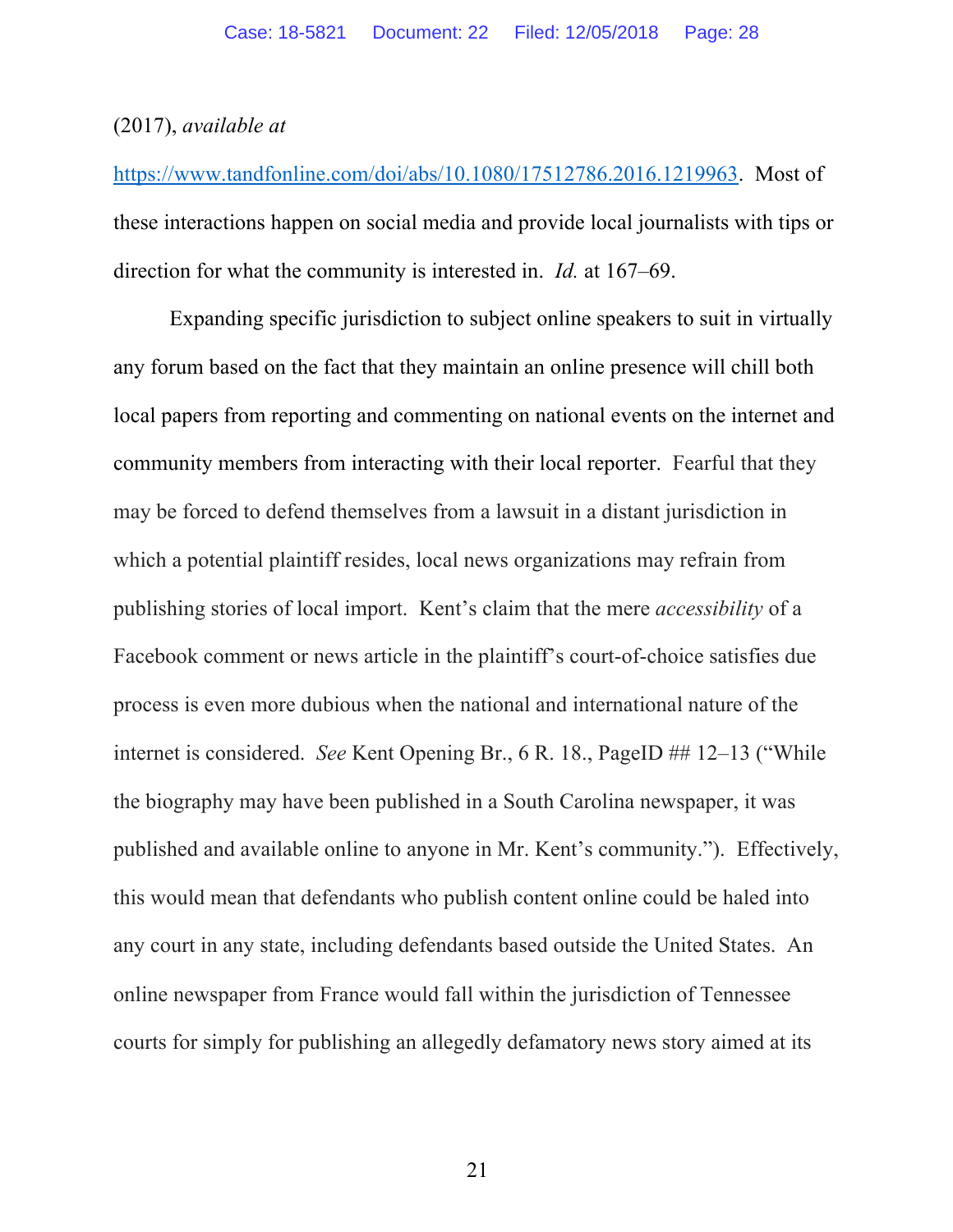(2017), *available at* https://www.tandfonline.com/doi/abs/10.1080/17512786.2016.1219963. Most of these interactions happen on social media and provide local journalists with tips or direction for what the community is interested in. *Id.* at 167–69.

Expanding specific jurisdiction to subject online speakers to suit in virtually any forum based on the fact that they maintain an online presence will chill both local papers from reporting and commenting on national events on the internet and community members from interacting with their local reporter. Fearful that they may be forced to defend themselves from a lawsuit in a distant jurisdiction in which a potential plaintiff resides, local news organizations may refrain from publishing stories of local import. Kent's claim that the mere *accessibility* of a Facebook comment or news article in the plaintiff's court-of-choice satisfies due process is even more dubious when the national and international nature of the internet is considered. *See* Kent Opening Br., 6 R. 18., PageID ## 12–13 ("While the biography may have been published in a South Carolina newspaper, it was published and available online to anyone in Mr. Kent's community."). Effectively, this would mean that defendants who publish content online could be haled into any court in any state, including defendants based outside the United States. An online newspaper from France would fall within the jurisdiction of Tennessee courts for simply for publishing an allegedly defamatory news story aimed at its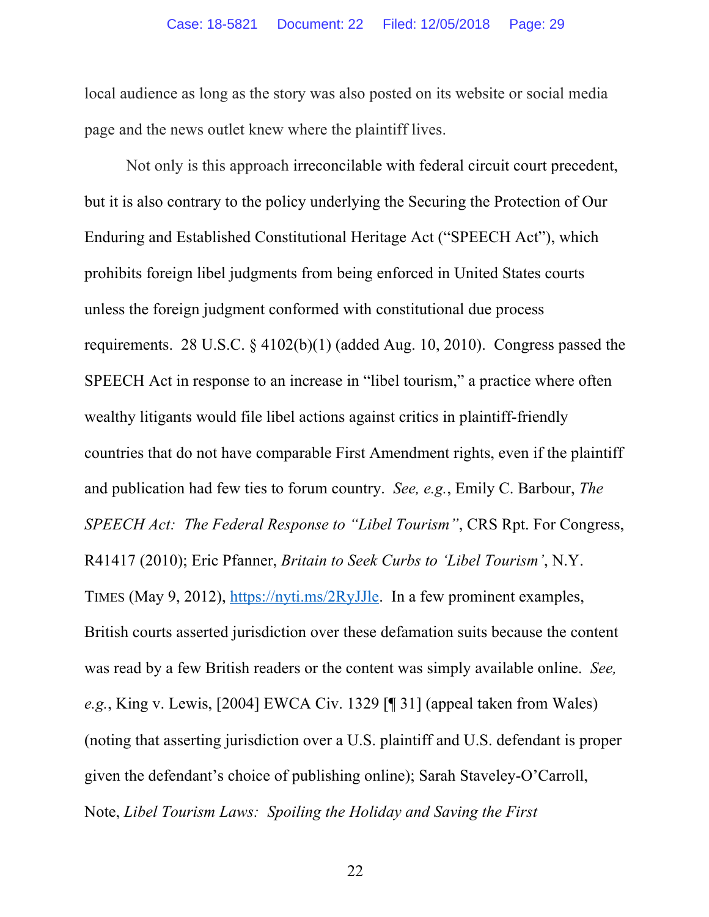local audience as long as the story was also posted on its website or social media page and the news outlet knew where the plaintiff lives.

Not only is this approach irreconcilable with federal circuit court precedent, but it is also contrary to the policy underlying the Securing the Protection of Our Enduring and Established Constitutional Heritage Act ("SPEECH Act"), which prohibits foreign libel judgments from being enforced in United States courts unless the foreign judgment conformed with constitutional due process requirements. 28 U.S.C. § 4102(b)(1) (added Aug. 10, 2010). Congress passed the SPEECH Act in response to an increase in "libel tourism," a practice where often wealthy litigants would file libel actions against critics in plaintiff-friendly countries that do not have comparable First Amendment rights, even if the plaintiff and publication had few ties to forum country. *See, e.g.*, Emily C. Barbour, *The SPEECH Act: The Federal Response to "Libel Tourism"*, CRS Rpt. For Congress, R41417 (2010); Eric Pfanner, *Britain to Seek Curbs to 'Libel Tourism'*, N.Y. TIMES (May 9, 2012), https://nyti.ms/2RyJJle. In a few prominent examples, British courts asserted jurisdiction over these defamation suits because the content was read by a few British readers or the content was simply available online. *See, e.g.*, King v. Lewis, [2004] EWCA Civ. 1329 [¶ 31] (appeal taken from Wales) (noting that asserting jurisdiction over a U.S. plaintiff and U.S. defendant is proper given the defendant's choice of publishing online); Sarah Staveley-O'Carroll, Note, *Libel Tourism Laws: Spoiling the Holiday and Saving the First*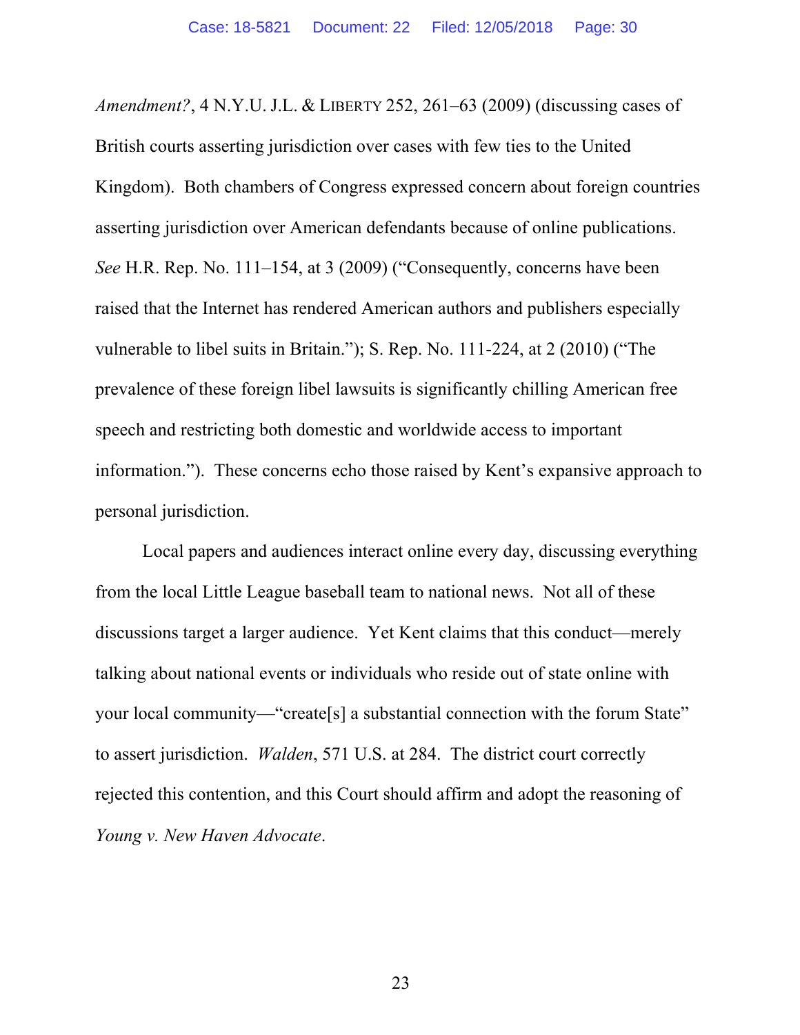*Amendment?*, 4 N.Y.U. J.L. & LIBERTY 252, 261–63 (2009) (discussing cases of British courts asserting jurisdiction over cases with few ties to the United Kingdom). Both chambers of Congress expressed concern about foreign countries asserting jurisdiction over American defendants because of online publications. *See* H.R. Rep. No. 111–154, at 3 (2009) ("Consequently, concerns have been raised that the Internet has rendered American authors and publishers especially vulnerable to libel suits in Britain."); S. Rep. No. 111-224, at 2 (2010) ("The prevalence of these foreign libel lawsuits is significantly chilling American free speech and restricting both domestic and worldwide access to important information."). These concerns echo those raised by Kent's expansive approach to personal jurisdiction.

Local papers and audiences interact online every day, discussing everything from the local Little League baseball team to national news. Not all of these discussions target a larger audience. Yet Kent claims that this conduct—merely talking about national events or individuals who reside out of state online with your local community—"create[s] a substantial connection with the forum State" to assert jurisdiction. *Walden*, 571 U.S. at 284. The district court correctly rejected this contention, and this Court should affirm and adopt the reasoning of *Young v. New Haven Advocate*.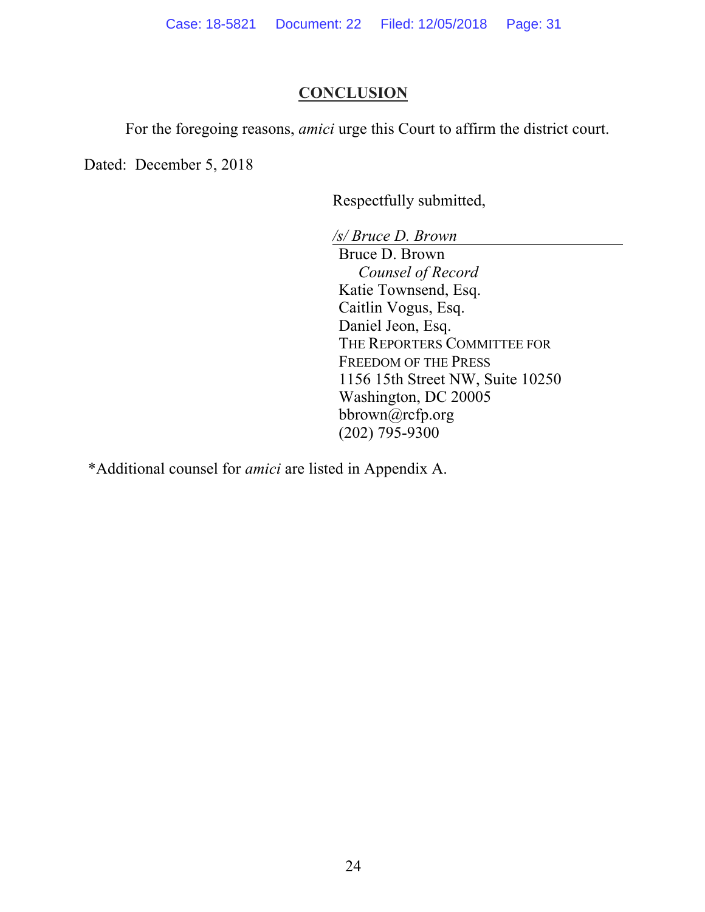## CONCLUSION

For the foregoing reasons, *amici* urge this Court to affirm the district court.

Dated: December 5, 2018

Respectfully submitted,

*/s/ Bruce D. Brown*

Bruce D. Brown
*Counsel of Record*
Katie Townsend, Esq.
Caitlin Vogus, Esq.
Daniel Jeon, Esq.
THE REPORTERS COMMITTEE FOR FREEDOM OF THE PRESS
1156 15th Street NW, Suite 10250
Washington, DC 20005
bbrown@rcfp.org
(202) 795-9300

*Additional counsel for *amici* are listed in Appendix A.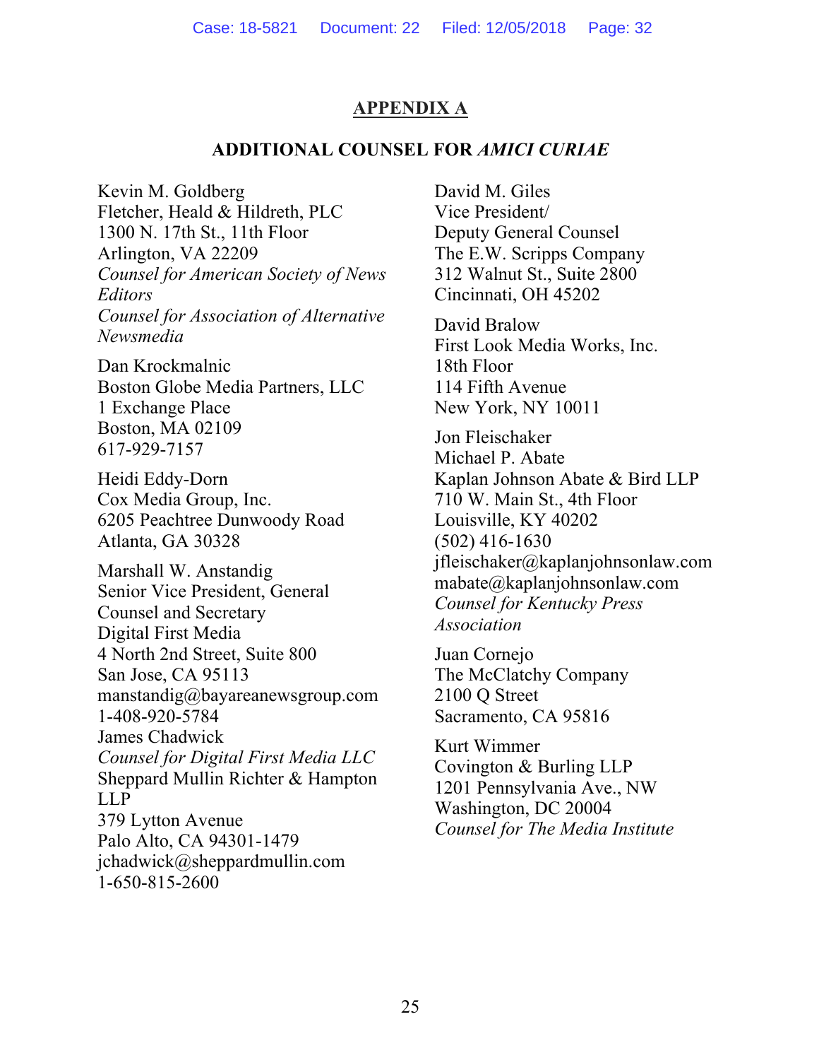## APPENDIX A

### ADDITIONAL COUNSEL FOR *AMICI CURIAE*

Kevin M. Goldberg
Fletcher, Heald & Hildreth, PLC
1300 N. 17th St., 11th Floor
Arlington, VA 22209
*Counsel for American Society of News Editors*
*Counsel for Association of Alternative Newsmedia*

Dan Krockmalnic
Boston Globe Media Partners, LLC
1 Exchange Place
Boston, MA 02109
617-929-7157

Heidi Eddy-Dorn
Cox Media Group, Inc.
6205 Peachtree Dunwoody Road
Atlanta, GA 30328

Marshall W. Anstandig
Senior Vice President, General Counsel and Secretary
Digital First Media
4 North 2nd Street, Suite 800
San Jose, CA 95113
manstandig@bayareanewsgroup.com
1-408-920-5784
James Chadwick
*Counsel for Digital First Media LLC*
Sheppard Mullin Richter & Hampton LLP
379 Lytton Avenue
Palo Alto, CA 94301-1479
jchadwick@sheppardmullin.com
1-650-815-2600

David M. Giles
Vice President/
Deputy General Counsel
The E.W. Scripps Company
312 Walnut St., Suite 2800
Cincinnati, OH 45202

David Bralow
First Look Media Works, Inc.
18th Floor
114 Fifth Avenue
New York, NY 10011

Jon Fleischaker
Michael P. Abate
Kaplan Johnson Abate & Bird LLP
710 W. Main St., 4th Floor
Louisville, KY 40202
(502) 416-1630
jfleischaker@kaplanjohnsonlaw.com
mabate@kaplanjohnsonlaw.com
*Counsel for Kentucky Press Association*

Juan Cornejo
The McClatchy Company
2100 Q Street
Sacramento, CA 95816

Kurt Wimmer
Covington & Burling LLP
1201 Pennsylvania Ave., NW
Washington, DC 20004
*Counsel for The Media Institute*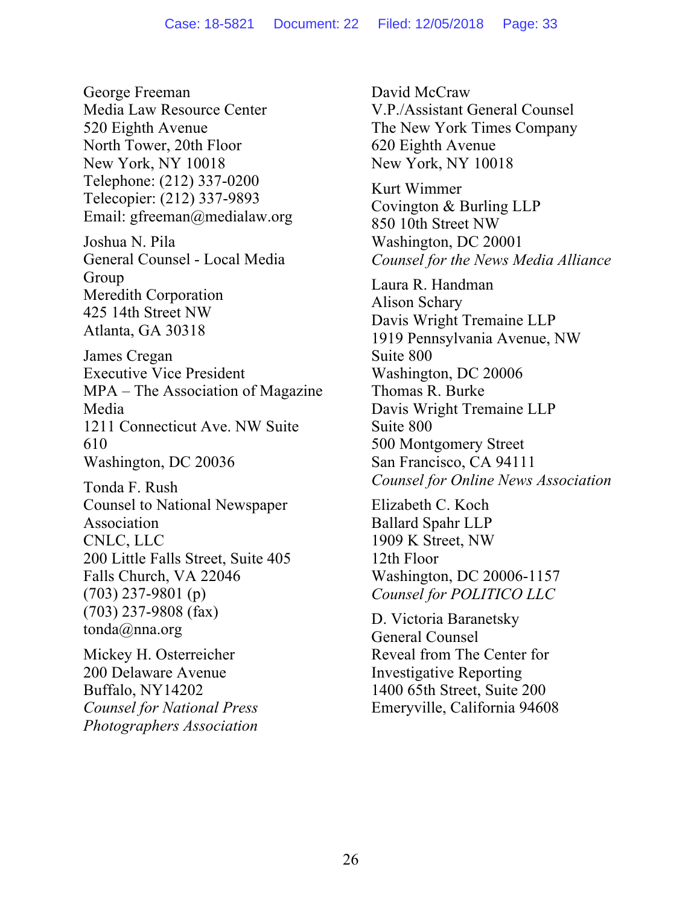George Freeman
Media Law Resource Center
520 Eighth Avenue
North Tower, 20th Floor
New York, NY 10018
Telephone: (212) 337-0200
Telecopier: (212) 337-9893
Email: gfreeman@medialaw.org

Joshua N. Pila
General Counsel - Local Media Group
Meredith Corporation
425 14th Street NW
Atlanta, GA 30318

James Cregan
Executive Vice President
MPA – The Association of Magazine Media
1211 Connecticut Ave. NW Suite 610
Washington, DC 20036

Tonda F. Rush
Counsel to National Newspaper Association
CNLC, LLC
200 Little Falls Street, Suite 405
Falls Church, VA 22046
(703) 237-9801 (p)
(703) 237-9808 (fax)
tonda@nna.org

Mickey H. Osterreicher
200 Delaware Avenue
Buffalo, NY14202
*Counsel for National Press Photographers Association*

David McCraw
V.P./Assistant General Counsel
The New York Times Company
620 Eighth Avenue
New York, NY 10018

Kurt Wimmer
Covington & Burling LLP
850 10th Street NW
Washington, DC 20001
*Counsel for the News Media Alliance*

Laura R. Handman
Alison Schary
Davis Wright Tremaine LLP
1919 Pennsylvania Avenue, NW
Suite 800
Washington, DC 20006
Thomas R. Burke
Davis Wright Tremaine LLP
Suite 800
500 Montgomery Street
San Francisco, CA 94111
*Counsel for Online News Association*

Elizabeth C. Koch
Ballard Spahr LLP
1909 K Street, NW
12th Floor
Washington, DC 20006-1157
*Counsel for POLITICO LLC*

D. Victoria Baranetsky
General Counsel
Reveal from The Center for Investigative Reporting
1400 65th Street, Suite 200
Emeryville, California 94608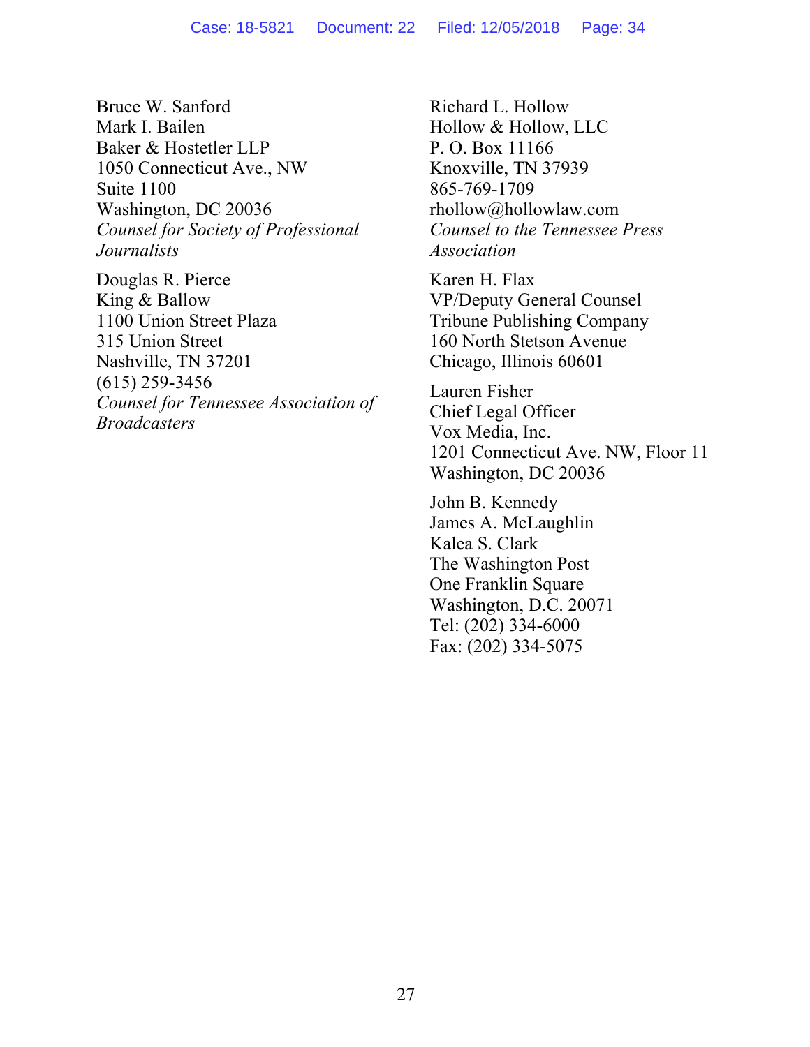Bruce W. Sanford
Mark I. Bailen
Baker & Hostetler LLP
1050 Connecticut Ave., NW
Suite 1100
Washington, DC 20036
*Counsel for Society of Professional Journalists*

Douglas R. Pierce
King & Ballow
1100 Union Street Plaza
315 Union Street
Nashville, TN 37201
(615) 259-3456
*Counsel for Tennessee Association of Broadcasters*

Richard L. Hollow
Hollow & Hollow, LLC
P. O. Box 11166
Knoxville, TN 37939
865-769-1709
rhollow@hollowlaw.com
*Counsel to the Tennessee Press Association*

Karen H. Flax
VP/Deputy General Counsel
Tribune Publishing Company
160 North Stetson Avenue
Chicago, Illinois 60601

Lauren Fisher
Chief Legal Officer
Vox Media, Inc.
1201 Connecticut Ave. NW, Floor 11
Washington, DC 20036

John B. Kennedy
James A. McLaughlin
Kalea S. Clark
The Washington Post
One Franklin Square
Washington, D.C. 20071
Tel: (202) 334-6000
Fax: (202) 334-5075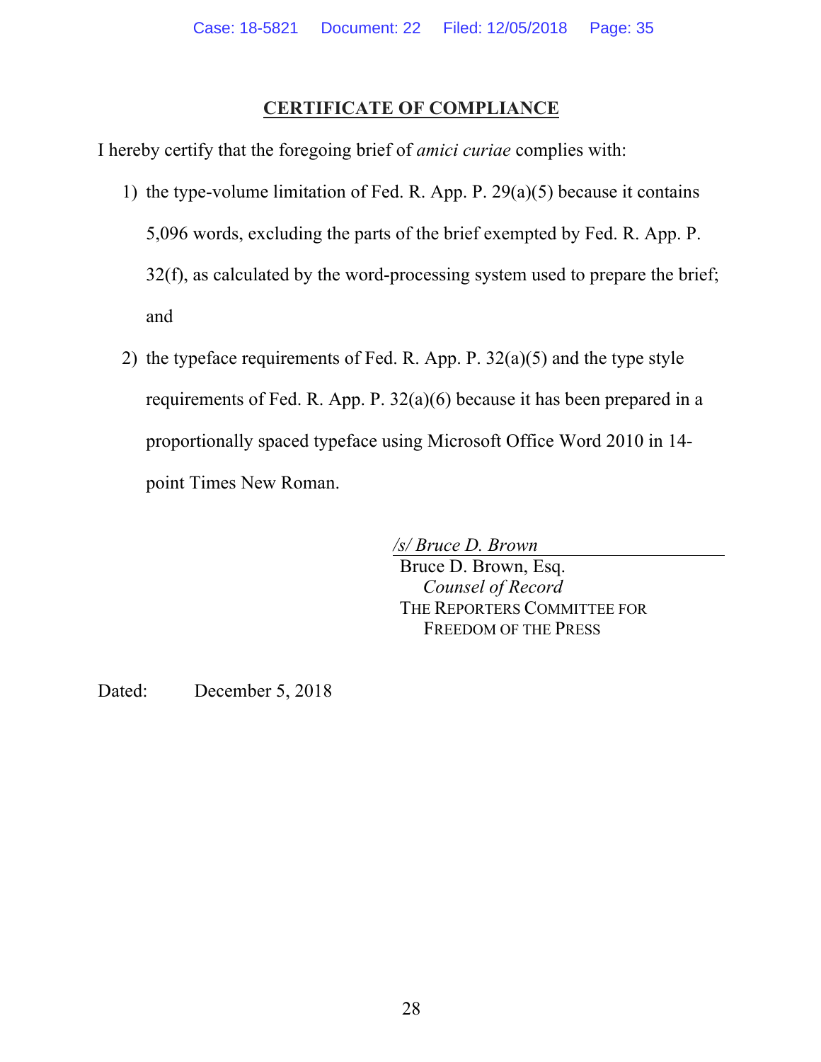## CERTIFICATE OF COMPLIANCE

I hereby certify that the foregoing brief of *amici curiae* complies with:

1) the type-volume limitation of Fed. R. App. P. 29(a)(5) because it contains 5,096 words, excluding the parts of the brief exempted by Fed. R. App. P. 32(f), as calculated by the word-processing system used to prepare the brief; and

2) the typeface requirements of Fed. R. App. P. 32(a)(5) and the type style requirements of Fed. R. App. P. 32(a)(6) because it has been prepared in a proportionally spaced typeface using Microsoft Office Word 2010 in 14-point Times New Roman.

*/s/ Bruce D. Brown*
Bruce D. Brown, Esq.
*Counsel of Record*
THE REPORTERS COMMITTEE FOR FREEDOM OF THE PRESS

Dated: December 5, 2018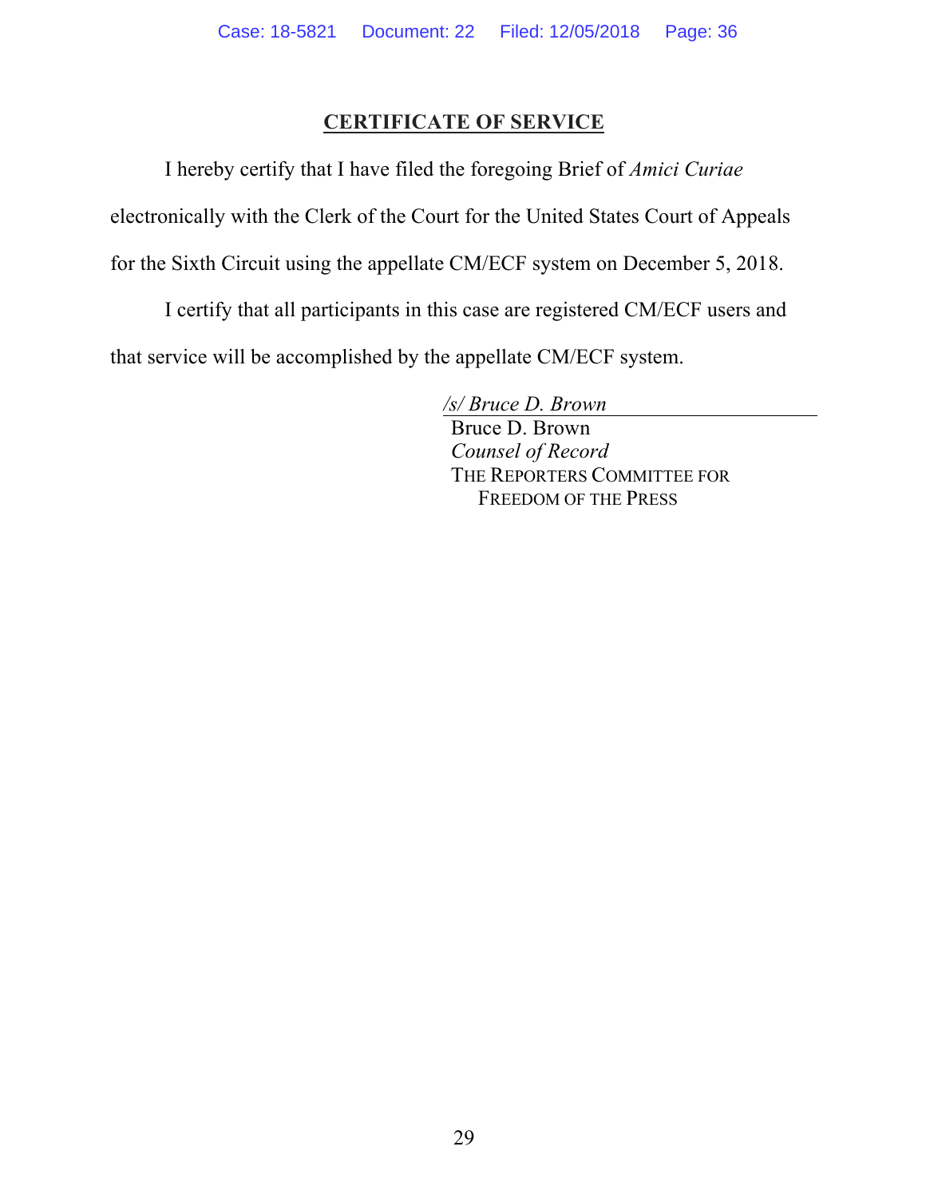## CERTIFICATE OF SERVICE

I hereby certify that I have filed the foregoing Brief of *Amici Curiae* electronically with the Clerk of the Court for the United States Court of Appeals for the Sixth Circuit using the appellate CM/ECF system on December 5, 2018.

I certify that all participants in this case are registered CM/ECF users and that service will be accomplished by the appellate CM/ECF system.

*/s/ Bruce D. Brown*
Bruce D. Brown
*Counsel of Record*
THE REPORTERS COMMITTEE FOR FREEDOM OF THE PRESS